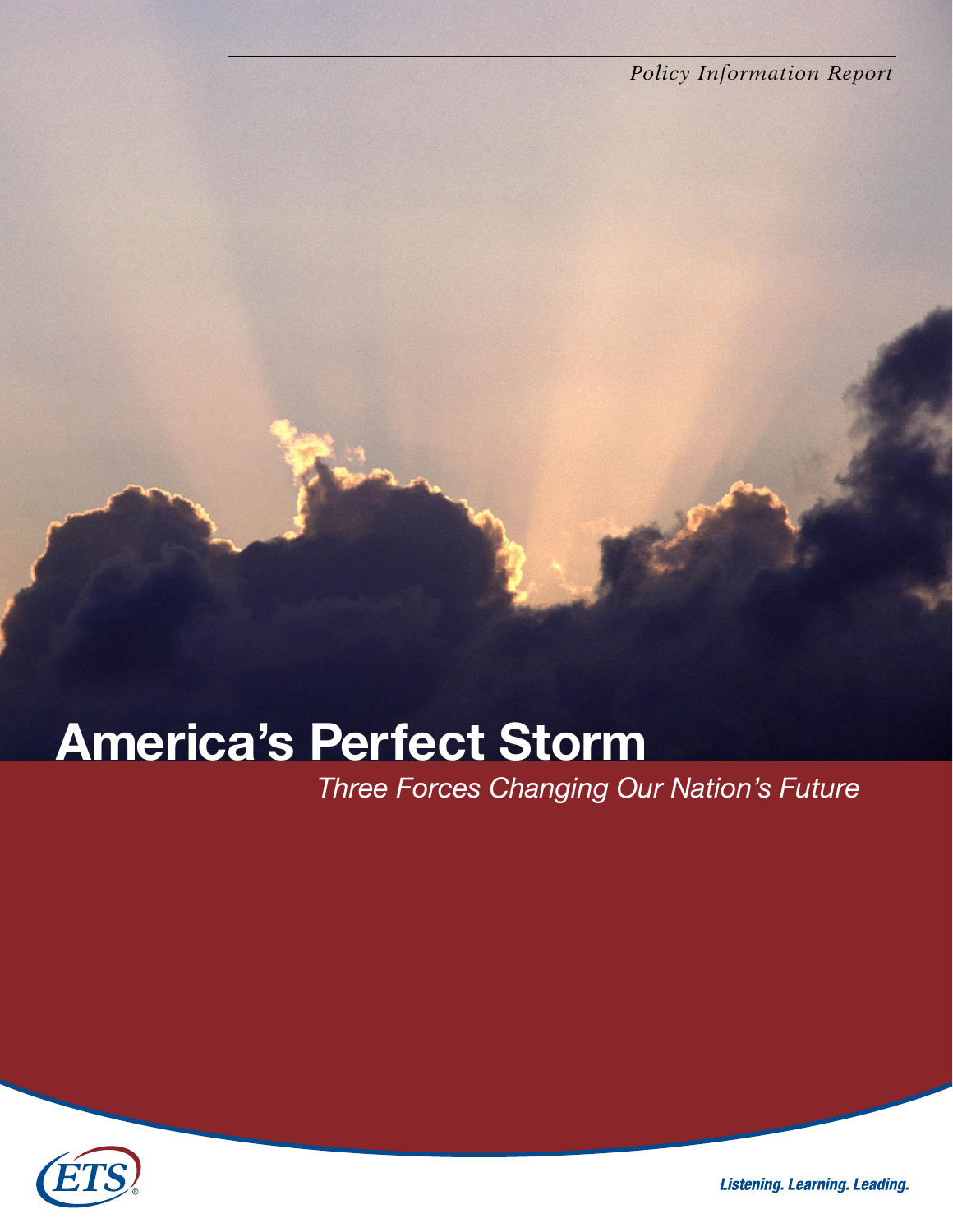*Policy Information Report*

# America's Perfect Storm

*Three Forces Changing Our Nation's Future*

ETS

*Listening. Learning. Leading.*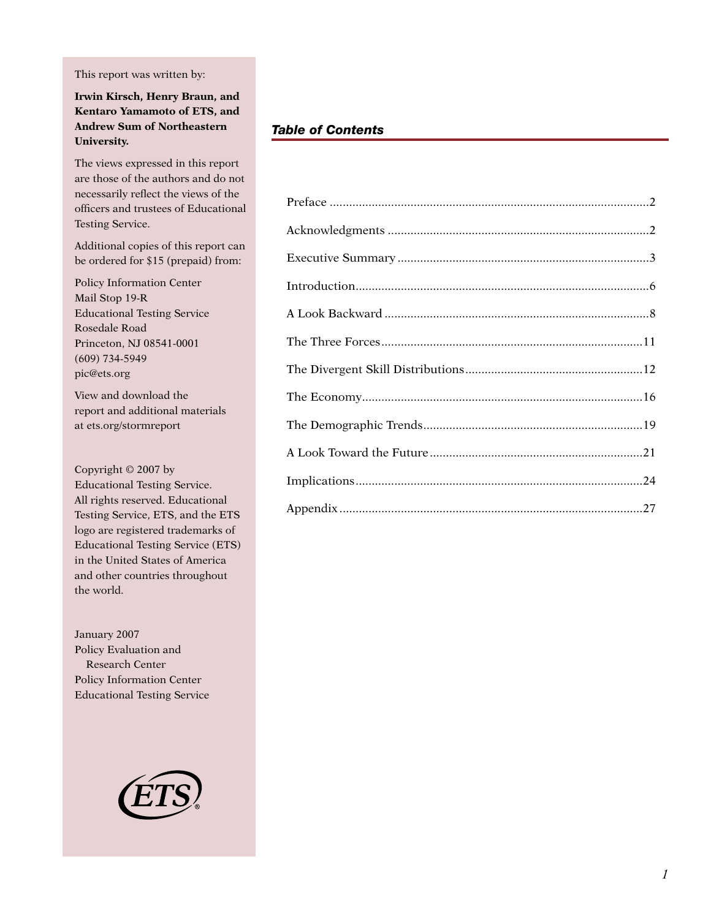This report was written by:

**Irwin Kirsch, Henry Braun, and Kentaro Yamamoto of ETS, and Andrew Sum of Northeastern University.**

The views expressed in this report are those of the authors and do not necessarily reflect the views of the officers and trustees of Educational Testing Service.

Additional copies of this report can be ordered for $15 (prepaid) from:

Policy Information Center
Mail Stop 19-R
Educational Testing Service
Rosedale Road
Princeton, NJ 08541-0001
(609) 734-5949
pic@ets.org

View and download the report and additional materials at ets.org/stormreport

Copyright © 2007 by Educational Testing Service. All rights reserved. Educational Testing Service, ETS, and the ETS logo are registered trademarks of Educational Testing Service (ETS) in the United States of America and other countries throughout the world.

January 2007
Policy Evaluation and Research Center
Policy Information Center
Educational Testing Service

## *Table of Contents*

| | |
|---|---|
| Preface | 2 |
| Acknowledgments | 2 |
| Executive Summary | 3 |
| Introduction | 6 |
| A Look Backward | 8 |
| The Three Forces | 11 |
| The Divergent Skill Distributions | 12 |
| The Economy | 16 |
| The Demographic Trends | 19 |
| A Look Toward the Future | 21 |
| Implications | 24 |
| Appendix | 27 |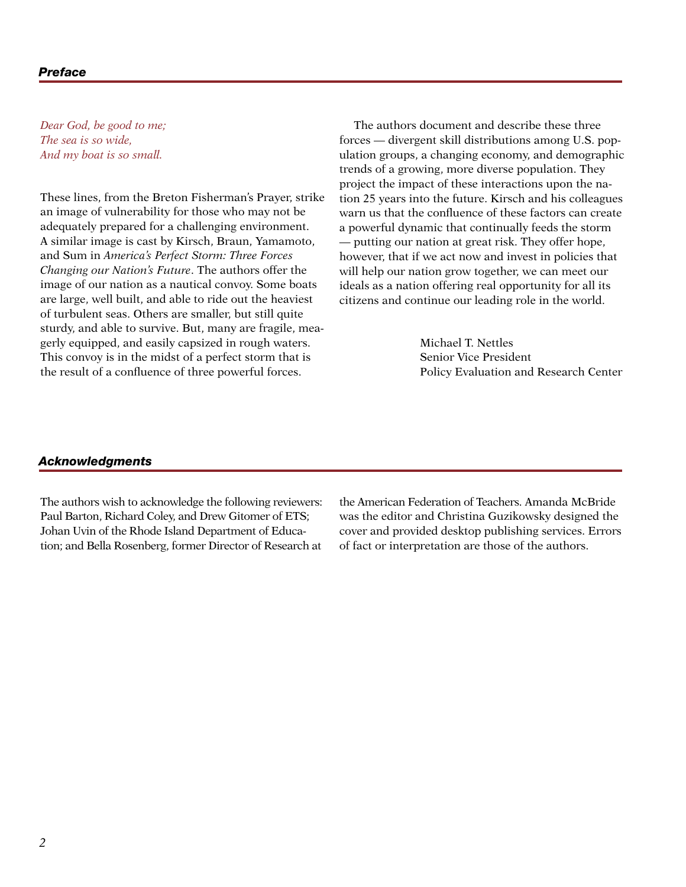## *Preface*

*Dear God, be good to me;*
*The sea is so wide,*
*And my boat is so small.*

These lines, from the Breton Fisherman's Prayer, strike an image of vulnerability for those who may not be adequately prepared for a challenging environment. A similar image is cast by Kirsch, Braun, Yamamoto, and Sum in *America's Perfect Storm: Three Forces Changing our Nation's Future*. The authors offer the image of our nation as a nautical convoy. Some boats are large, well built, and able to ride out the heaviest of turbulent seas. Others are smaller, but still quite sturdy, and able to survive. But, many are fragile, meagerly equipped, and easily capsized in rough waters. This convoy is in the midst of a perfect storm that is the result of a confluence of three powerful forces.

The authors document and describe these three forces — divergent skill distributions among U.S. population groups, a changing economy, and demographic trends of a growing, more diverse population. They project the impact of these interactions upon the nation 25 years into the future. Kirsch and his colleagues warn us that the confluence of these factors can create a powerful dynamic that continually feeds the storm — putting our nation at great risk. They offer hope, however, that if we act now and invest in policies that will help our nation grow together, we can meet our ideals as a nation offering real opportunity for all its citizens and continue our leading role in the world.

Michael T. Nettles
Senior Vice President
Policy Evaluation and Research Center

## *Acknowledgments*

The authors wish to acknowledge the following reviewers: Paul Barton, Richard Coley, and Drew Gitomer of ETS; Johan Uvin of the Rhode Island Department of Education; and Bella Rosenberg, former Director of Research at the American Federation of Teachers. Amanda McBride was the editor and Christina Guzikowsky designed the cover and provided desktop publishing services. Errors of fact or interpretation are those of the authors.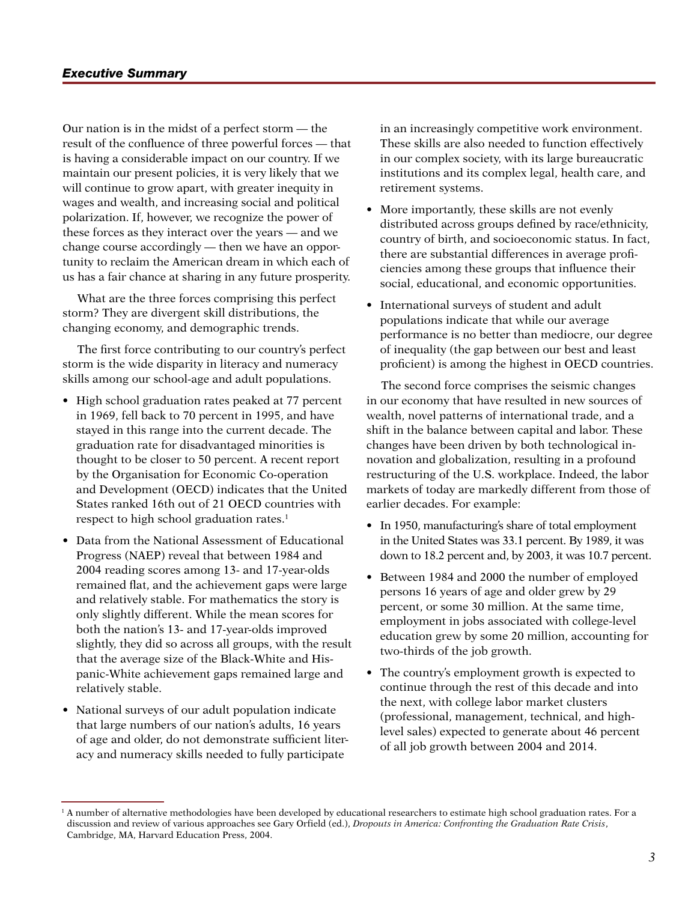## Executive Summary

Our nation is in the midst of a perfect storm — the result of the confluence of three powerful forces — that is having a considerable impact on our country. If we maintain our present policies, it is very likely that we will continue to grow apart, with greater inequity in wages and wealth, and increasing social and political polarization. If, however, we recognize the power of these forces as they interact over the years — and we change course accordingly — then we have an opportunity to reclaim the American dream in which each of us has a fair chance at sharing in any future prosperity.

What are the three forces comprising this perfect storm? They are divergent skill distributions, the changing economy, and demographic trends.

The first force contributing to our country's perfect storm is the wide disparity in literacy and numeracy skills among our school-age and adult populations.

- High school graduation rates peaked at 77 percent in 1969, fell back to 70 percent in 1995, and have stayed in this range into the current decade. The graduation rate for disadvantaged minorities is thought to be closer to 50 percent. A recent report by the Organisation for Economic Co-operation and Development (OECD) indicates that the United States ranked 16th out of 21 OECD countries with respect to high school graduation rates.[1]
- Data from the National Assessment of Educational Progress (NAEP) reveal that between 1984 and 2004 reading scores among 13- and 17-year-olds remained flat, and the achievement gaps were large and relatively stable. For mathematics the story is only slightly different. While the mean scores for both the nation's 13- and 17-year-olds improved slightly, they did so across all groups, with the result that the average size of the Black-White and Hispanic-White achievement gaps remained large and relatively stable.
- National surveys of our adult population indicate that large numbers of our nation's adults, 16 years of age and older, do not demonstrate sufficient literacy and numeracy skills needed to fully participate in an increasingly competitive work environment. These skills are also needed to function effectively in our complex society, with its large bureaucratic institutions and its complex legal, health care, and retirement systems.
- More importantly, these skills are not evenly distributed across groups defined by race/ethnicity, country of birth, and socioeconomic status. In fact, there are substantial differences in average proficiencies among these groups that influence their social, educational, and economic opportunities.
- International surveys of student and adult populations indicate that while our average performance is no better than mediocre, our degree of inequality (the gap between our best and least proficient) is among the highest in OECD countries.

The second force comprises the seismic changes in our economy that have resulted in new sources of wealth, novel patterns of international trade, and a shift in the balance between capital and labor. These changes have been driven by both technological innovation and globalization, resulting in a profound restructuring of the U.S. workplace. Indeed, the labor markets of today are markedly different from those of earlier decades. For example:

- In 1950, manufacturing's share of total employment in the United States was 33.1 percent. By 1989, it was down to 18.2 percent and, by 2003, it was 10.7 percent.
- Between 1984 and 2000 the number of employed persons 16 years of age and older grew by 29 percent, or some 30 million. At the same time, employment in jobs associated with college-level education grew by some 20 million, accounting for two-thirds of the job growth.
- The country's employment growth is expected to continue through the rest of this decade and into the next, with college labor market clusters (professional, management, technical, and high-level sales) expected to generate about 46 percent of all job growth between 2004 and 2014.

[1] A number of alternative methodologies have been developed by educational researchers to estimate high school graduation rates. For a discussion and review of various approaches see Gary Orfield (ed.), *Dropouts in America: Confronting the Graduation Rate Crisis*, Cambridge, MA, Harvard Education Press, 2004.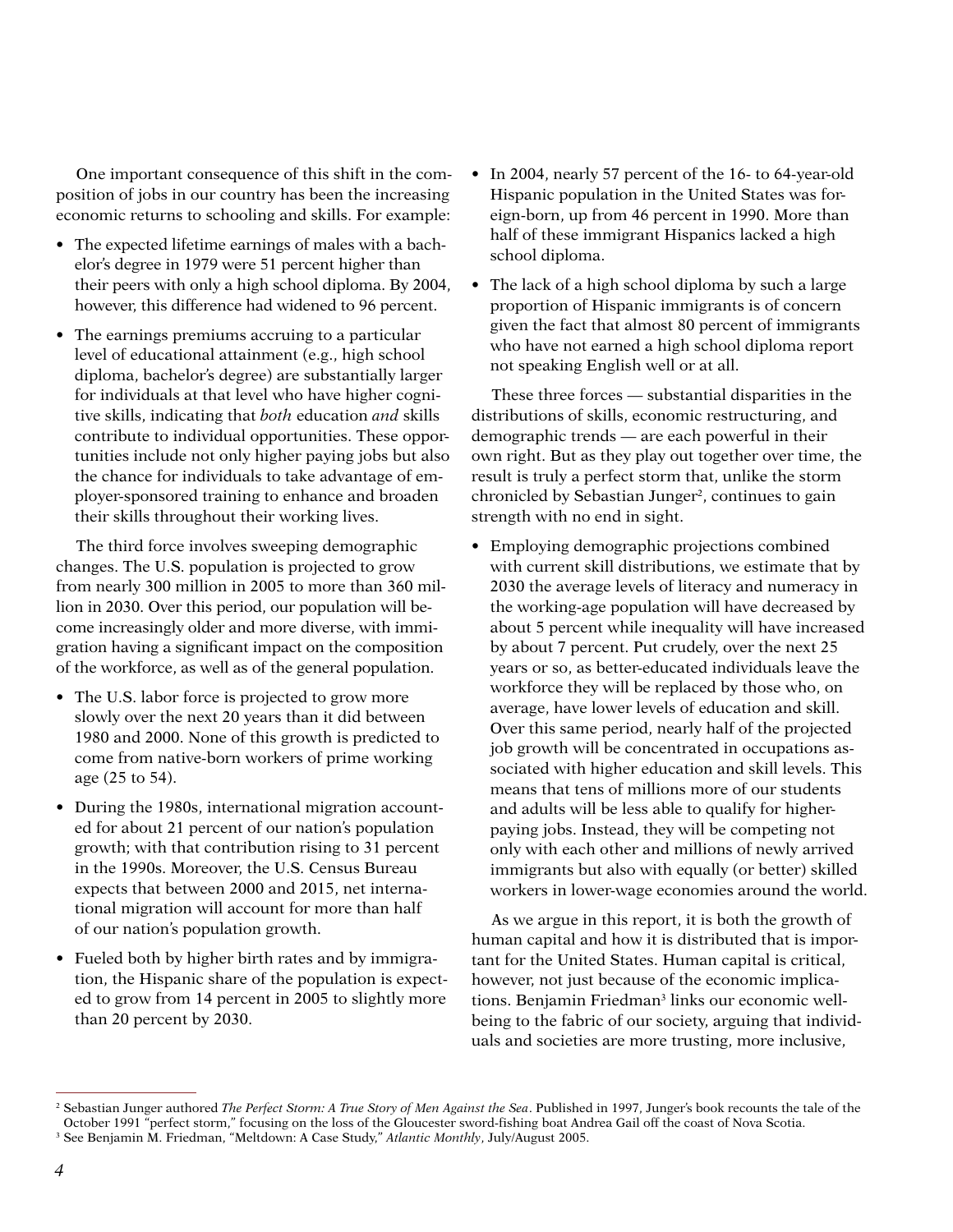One important consequence of this shift in the composition of jobs in our country has been the increasing economic returns to schooling and skills. For example:

- The expected lifetime earnings of males with a bachelor's degree in 1979 were 51 percent higher than their peers with only a high school diploma. By 2004, however, this difference had widened to 96 percent.
- The earnings premiums accruing to a particular level of educational attainment (e.g., high school diploma, bachelor's degree) are substantially larger for individuals at that level who have higher cognitive skills, indicating that *both* education *and* skills contribute to individual opportunities. These opportunities include not only higher paying jobs but also the chance for individuals to take advantage of employer-sponsored training to enhance and broaden their skills throughout their working lives.

The third force involves sweeping demographic changes. The U.S. population is projected to grow from nearly 300 million in 2005 to more than 360 million in 2030. Over this period, our population will become increasingly older and more diverse, with immigration having a significant impact on the composition of the workforce, as well as of the general population.

- The U.S. labor force is projected to grow more slowly over the next 20 years than it did between 1980 and 2000. None of this growth is predicted to come from native-born workers of prime working age (25 to 54).
- During the 1980s, international migration accounted for about 21 percent of our nation's population growth; with that contribution rising to 31 percent in the 1990s. Moreover, the U.S. Census Bureau expects that between 2000 and 2015, net international migration will account for more than half of our nation's population growth.
- Fueled both by higher birth rates and by immigration, the Hispanic share of the population is expected to grow from 14 percent in 2005 to slightly more than 20 percent by 2030.
- In 2004, nearly 57 percent of the 16- to 64-year-old Hispanic population in the United States was foreign-born, up from 46 percent in 1990. More than half of these immigrant Hispanics lacked a high school diploma.
- The lack of a high school diploma by such a large proportion of Hispanic immigrants is of concern given the fact that almost 80 percent of immigrants who have not earned a high school diploma report not speaking English well or at all.

These three forces — substantial disparities in the distributions of skills, economic restructuring, and demographic trends — are each powerful in their own right. But as they play out together over time, the result is truly a perfect storm that, unlike the storm chronicled by Sebastian Junger[2], continues to gain strength with no end in sight.

- Employing demographic projections combined with current skill distributions, we estimate that by 2030 the average levels of literacy and numeracy in the working-age population will have decreased by about 5 percent while inequality will have increased by about 7 percent. Put crudely, over the next 25 years or so, as better-educated individuals leave the workforce they will be replaced by those who, on average, have lower levels of education and skill. Over this same period, nearly half of the projected job growth will be concentrated in occupations associated with higher education and skill levels. This means that tens of millions more of our students and adults will be less able to qualify for higher-paying jobs. Instead, they will be competing not only with each other and millions of newly arrived immigrants but also with equally (or better) skilled workers in lower-wage economies around the world.

As we argue in this report, it is both the growth of human capital and how it is distributed that is important for the United States. Human capital is critical, however, not just because of the economic implications. Benjamin Friedman[3] links our economic well-being to the fabric of our society, arguing that individuals and societies are more trusting, more inclusive,

---

[2] Sebastian Junger authored *The Perfect Storm: A True Story of Men Against the Sea*. Published in 1997, Junger's book recounts the tale of the October 1991 "perfect storm," focusing on the loss of the Gloucester sword-fishing boat Andrea Gail off the coast of Nova Scotia.

[3] See Benjamin M. Friedman, "Meltdown: A Case Study," *Atlantic Monthly*, July/August 2005.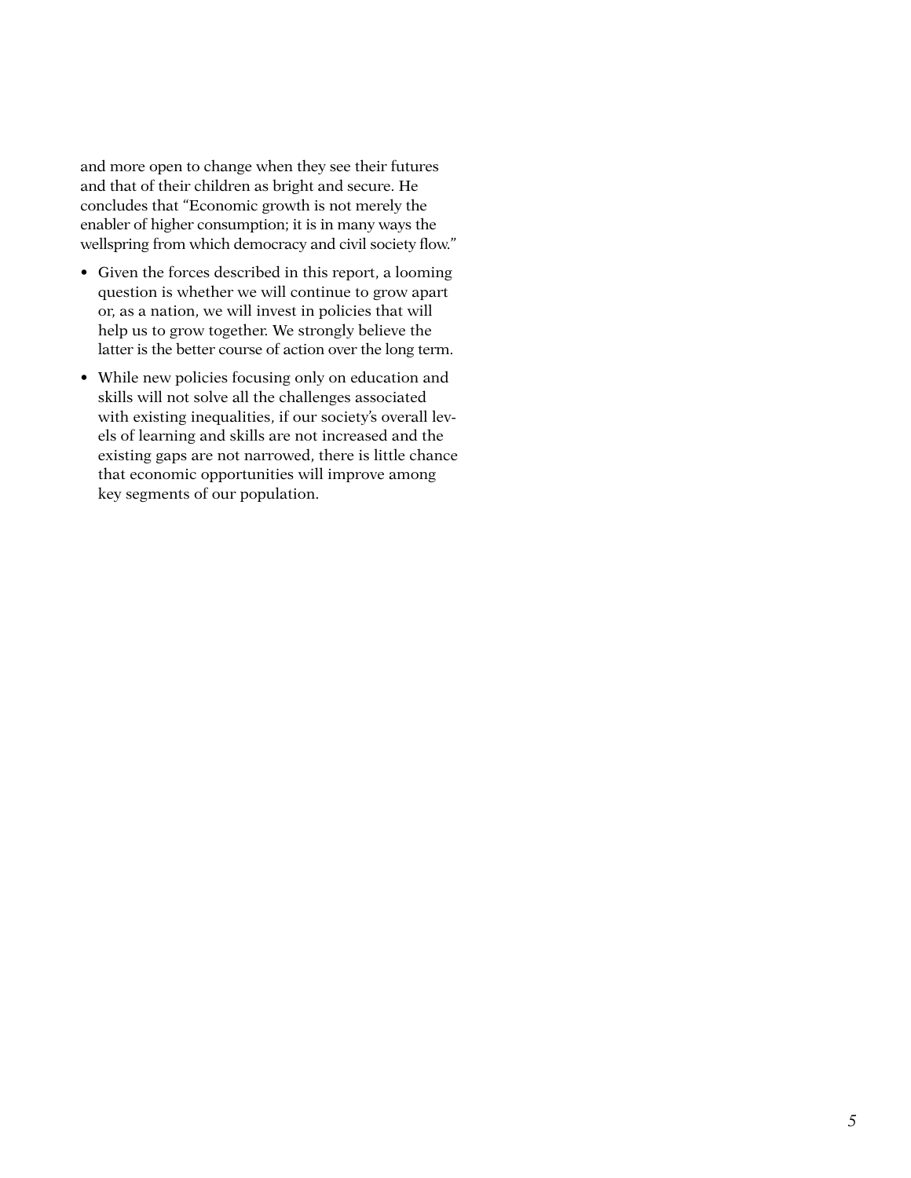and more open to change when they see their futures and that of their children as bright and secure. He concludes that "Economic growth is not merely the enabler of higher consumption; it is in many ways the wellspring from which democracy and civil society flow."

- Given the forces described in this report, a looming question is whether we will continue to grow apart or, as a nation, we will invest in policies that will help us to grow together. We strongly believe the latter is the better course of action over the long term.
- While new policies focusing only on education and skills will not solve all the challenges associated with existing inequalities, if our society's overall levels of learning and skills are not increased and the existing gaps are not narrowed, there is little chance that economic opportunities will improve among key segments of our population.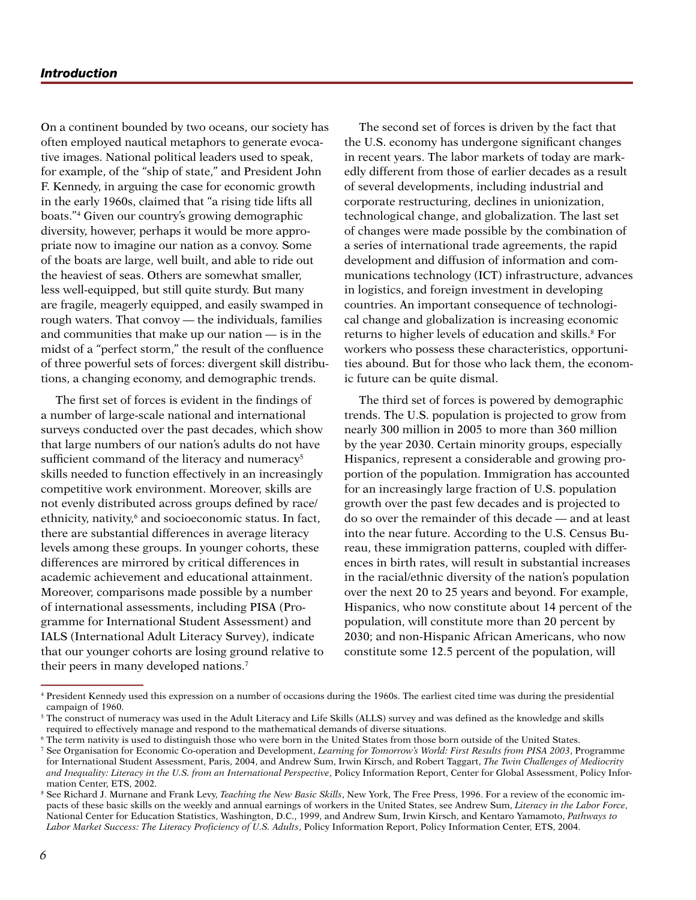## *Introduction*

On a continent bounded by two oceans, our society has often employed nautical metaphors to generate evocative images. National political leaders used to speak, for example, of the "ship of state," and President John F. Kennedy, in arguing the case for economic growth in the early 1960s, claimed that "a rising tide lifts all boats."[4] Given our country's growing demographic diversity, however, perhaps it would be more appropriate now to imagine our nation as a convoy. Some of the boats are large, well built, and able to ride out the heaviest of seas. Others are somewhat smaller, less well-equipped, but still quite sturdy. But many are fragile, meagerly equipped, and easily swamped in rough waters. That convoy — the individuals, families and communities that make up our nation — is in the midst of a "perfect storm," the result of the confluence of three powerful sets of forces: divergent skill distributions, a changing economy, and demographic trends.

The first set of forces is evident in the findings of a number of large-scale national and international surveys conducted over the past decades, which show that large numbers of our nation's adults do not have sufficient command of the literacy and numeracy[5] skills needed to function effectively in an increasingly competitive work environment. Moreover, skills are not evenly distributed across groups defined by race/ethnicity, nativity,[6] and socioeconomic status. In fact, there are substantial differences in average literacy levels among these groups. In younger cohorts, these differences are mirrored by critical differences in academic achievement and educational attainment. Moreover, comparisons made possible by a number of international assessments, including PISA (Programme for International Student Assessment) and IALS (International Adult Literacy Survey), indicate that our younger cohorts are losing ground relative to their peers in many developed nations.[7]

The second set of forces is driven by the fact that the U.S. economy has undergone significant changes in recent years. The labor markets of today are markedly different from those of earlier decades as a result of several developments, including industrial and corporate restructuring, declines in unionization, technological change, and globalization. The last set of changes were made possible by the combination of a series of international trade agreements, the rapid development and diffusion of information and communications technology (ICT) infrastructure, advances in logistics, and foreign investment in developing countries. An important consequence of technological change and globalization is increasing economic returns to higher levels of education and skills.[8] For workers who possess these characteristics, opportunities abound. But for those who lack them, the economic future can be quite dismal.

The third set of forces is powered by demographic trends. The U.S. population is projected to grow from nearly 300 million in 2005 to more than 360 million by the year 2030. Certain minority groups, especially Hispanics, represent a considerable and growing proportion of the population. Immigration has accounted for an increasingly large fraction of U.S. population growth over the past few decades and is projected to do so over the remainder of this decade — and at least into the near future. According to the U.S. Census Bureau, these immigration patterns, coupled with differences in birth rates, will result in substantial increases in the racial/ethnic diversity of the nation's population over the next 20 to 25 years and beyond. For example, Hispanics, who now constitute about 14 percent of the population, will constitute more than 20 percent by 2030; and non-Hispanic African Americans, who now constitute some 12.5 percent of the population, will

---

[4] President Kennedy used this expression on a number of occasions during the 1960s. The earliest cited time was during the presidential campaign of 1960.

[5] The construct of numeracy was used in the Adult Literacy and Life Skills (ALLS) survey and was defined as the knowledge and skills required to effectively manage and respond to the mathematical demands of diverse situations.

[6] The term nativity is used to distinguish those who were born in the United States from those born outside of the United States.

[7] See Organisation for Economic Co-operation and Development, *Learning for Tomorrow's World: First Results from PISA 2003*, Programme for International Student Assessment, Paris, 2004, and Andrew Sum, Irwin Kirsch, and Robert Taggart, *The Twin Challenges of Mediocrity and Inequality: Literacy in the U.S. from an International Perspective*, Policy Information Report, Center for Global Assessment, Policy Information Center, ETS, 2002.

[8] See Richard J. Murnane and Frank Levy, *Teaching the New Basic Skills*, New York, The Free Press, 1996. For a review of the economic impacts of these basic skills on the weekly and annual earnings of workers in the United States, see Andrew Sum, *Literacy in the Labor Force*, National Center for Education Statistics, Washington, D.C., 1999, and Andrew Sum, Irwin Kirsch, and Kentaro Yamamoto, *Pathways to Labor Market Success: The Literacy Proficiency of U.S. Adults*, Policy Information Report, Policy Information Center, ETS, 2004.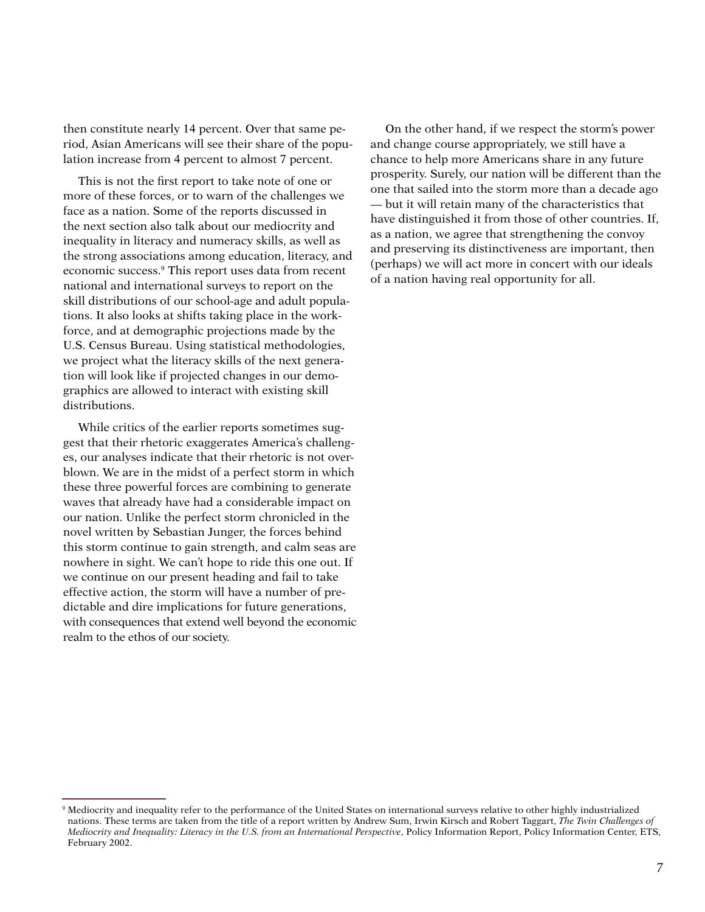then constitute nearly 14 percent. Over that same period, Asian Americans will see their share of the population increase from 4 percent to almost 7 percent.

This is not the first report to take note of one or more of these forces, or to warn of the challenges we face as a nation. Some of the reports discussed in the next section also talk about our mediocrity and inequality in literacy and numeracy skills, as well as the strong associations among education, literacy, and economic success.[9] This report uses data from recent national and international surveys to report on the skill distributions of our school-age and adult populations. It also looks at shifts taking place in the workforce, and at demographic projections made by the U.S. Census Bureau. Using statistical methodologies, we project what the literacy skills of the next generation will look like if projected changes in our demographics are allowed to interact with existing skill distributions.

While critics of the earlier reports sometimes suggest that their rhetoric exaggerates America's challenges, our analyses indicate that their rhetoric is not overblown. We are in the midst of a perfect storm in which these three powerful forces are combining to generate waves that already have had a considerable impact on our nation. Unlike the perfect storm chronicled in the novel written by Sebastian Junger, the forces behind this storm continue to gain strength, and calm seas are nowhere in sight. We can't hope to ride this one out. If we continue on our present heading and fail to take effective action, the storm will have a number of predictable and dire implications for future generations, with consequences that extend well beyond the economic realm to the ethos of our society.

On the other hand, if we respect the storm's power and change course appropriately, we still have a chance to help more Americans share in any future prosperity. Surely, our nation will be different than the one that sailed into the storm more than a decade ago — but it will retain many of the characteristics that have distinguished it from those of other countries. If, as a nation, we agree that strengthening the convoy and preserving its distinctiveness are important, then (perhaps) we will act more in concert with our ideals of a nation having real opportunity for all.

---

[9] Mediocrity and inequality refer to the performance of the United States on international surveys relative to other highly industrialized nations. These terms are taken from the title of a report written by Andrew Sum, Irwin Kirsch and Robert Taggart, *The Twin Challenges of Mediocrity and Inequality: Literacy in the U.S. from an International Perspective*, Policy Information Report, Policy Information Center, ETS, February 2002.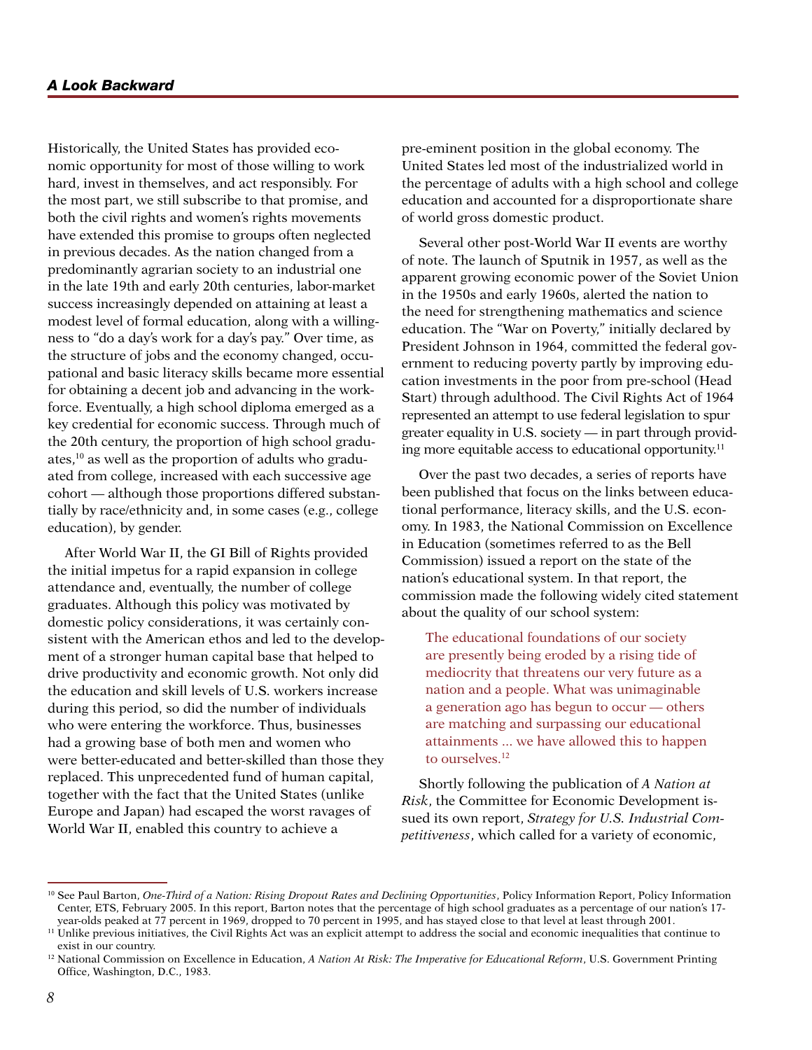## *A Look Backward*

Historically, the United States has provided economic opportunity for most of those willing to work hard, invest in themselves, and act responsibly. For the most part, we still subscribe to that promise, and both the civil rights and women's rights movements have extended this promise to groups often neglected in previous decades. As the nation changed from a predominantly agrarian society to an industrial one in the late 19th and early 20th centuries, labor-market success increasingly depended on attaining at least a modest level of formal education, along with a willingness to "do a day's work for a day's pay." Over time, as the structure of jobs and the economy changed, occupational and basic literacy skills became more essential for obtaining a decent job and advancing in the workforce. Eventually, a high school diploma emerged as a key credential for economic success. Through much of the 20th century, the proportion of high school graduates,[10] as well as the proportion of adults who graduated from college, increased with each successive age cohort — although those proportions differed substantially by race/ethnicity and, in some cases (e.g., college education), by gender.

After World War II, the GI Bill of Rights provided the initial impetus for a rapid expansion in college attendance and, eventually, the number of college graduates. Although this policy was motivated by domestic policy considerations, it was certainly consistent with the American ethos and led to the development of a stronger human capital base that helped to drive productivity and economic growth. Not only did the education and skill levels of U.S. workers increase during this period, so did the number of individuals who were entering the workforce. Thus, businesses had a growing base of both men and women who were better-educated and better-skilled than those they replaced. This unprecedented fund of human capital, together with the fact that the United States (unlike Europe and Japan) had escaped the worst ravages of World War II, enabled this country to achieve a pre-eminent position in the global economy. The United States led most of the industrialized world in the percentage of adults with a high school and college education and accounted for a disproportionate share of world gross domestic product.

Several other post-World War II events are worthy of note. The launch of Sputnik in 1957, as well as the apparent growing economic power of the Soviet Union in the 1950s and early 1960s, alerted the nation to the need for strengthening mathematics and science education. The "War on Poverty," initially declared by President Johnson in 1964, committed the federal government to reducing poverty partly by improving education investments in the poor from pre-school (Head Start) through adulthood. The Civil Rights Act of 1964 represented an attempt to use federal legislation to spur greater equality in U.S. society — in part through providing more equitable access to educational opportunity.[11]

Over the past two decades, a series of reports have been published that focus on the links between educational performance, literacy skills, and the U.S. economy. In 1983, the National Commission on Excellence in Education (sometimes referred to as the Bell Commission) issued a report on the state of the nation's educational system. In that report, the commission made the following widely cited statement about the quality of our school system:

> The educational foundations of our society are presently being eroded by a rising tide of mediocrity that threatens our very future as a nation and a people. What was unimaginable a generation ago has begun to occur — others are matching and surpassing our educational attainments ... we have allowed this to happen to ourselves.[12]

Shortly following the publication of *A Nation at Risk*, the Committee for Economic Development issued its own report, *Strategy for U.S. Industrial Competitiveness*, which called for a variety of economic,

---

[10] See Paul Barton, *One-Third of a Nation: Rising Dropout Rates and Declining Opportunities*, Policy Information Report, Policy Information Center, ETS, February 2005. In this report, Barton notes that the percentage of high school graduates as a percentage of our nation's 17-year-olds peaked at 77 percent in 1969, dropped to 70 percent in 1995, and has stayed close to that level at least through 2001.

[11] Unlike previous initiatives, the Civil Rights Act was an explicit attempt to address the social and economic inequalities that continue to exist in our country.

[12] National Commission on Excellence in Education, *A Nation At Risk: The Imperative for Educational Reform*, U.S. Government Printing Office, Washington, D.C., 1983.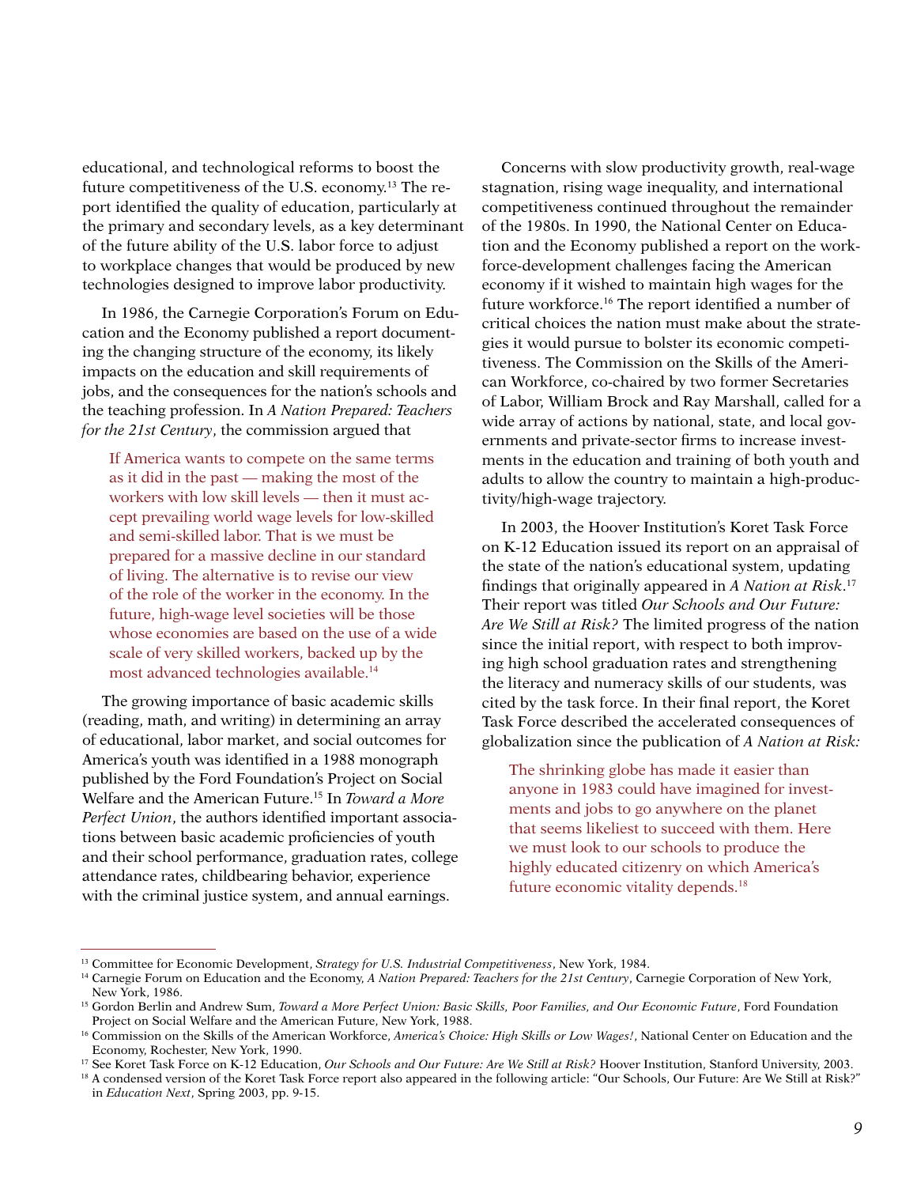educational, and technological reforms to boost the future competitiveness of the U.S. economy.[13] The report identified the quality of education, particularly at the primary and secondary levels, as a key determinant of the future ability of the U.S. labor force to adjust to workplace changes that would be produced by new technologies designed to improve labor productivity.

In 1986, the Carnegie Corporation's Forum on Education and the Economy published a report documenting the changing structure of the economy, its likely impacts on the education and skill requirements of jobs, and the consequences for the nation's schools and the teaching profession. In *A Nation Prepared: Teachers for the 21st Century*, the commission argued that

> If America wants to compete on the same terms as it did in the past — making the most of the workers with low skill levels — then it must accept prevailing world wage levels for low-skilled and semi-skilled labor. That is we must be prepared for a massive decline in our standard of living. The alternative is to revise our view of the role of the worker in the economy. In the future, high-wage level societies will be those whose economies are based on the use of a wide scale of very skilled workers, backed up by the most advanced technologies available.[14]

The growing importance of basic academic skills (reading, math, and writing) in determining an array of educational, labor market, and social outcomes for America's youth was identified in a 1988 monograph published by the Ford Foundation's Project on Social Welfare and the American Future.[15] In *Toward a More Perfect Union*, the authors identified important associations between basic academic proficiencies of youth and their school performance, graduation rates, college attendance rates, childbearing behavior, experience with the criminal justice system, and annual earnings.

Concerns with slow productivity growth, real-wage stagnation, rising wage inequality, and international competitiveness continued throughout the remainder of the 1980s. In 1990, the National Center on Education and the Economy published a report on the workforce-development challenges facing the American economy if it wished to maintain high wages for the future workforce.[16] The report identified a number of critical choices the nation must make about the strategies it would pursue to bolster its economic competitiveness. The Commission on the Skills of the American Workforce, co-chaired by two former Secretaries of Labor, William Brock and Ray Marshall, called for a wide array of actions by national, state, and local governments and private-sector firms to increase investments in the education and training of both youth and adults to allow the country to maintain a high-productivity/high-wage trajectory.

In 2003, the Hoover Institution's Koret Task Force on K-12 Education issued its report on an appraisal of the state of the nation's educational system, updating findings that originally appeared in *A Nation at Risk*.[17] Their report was titled *Our Schools and Our Future: Are We Still at Risk?* The limited progress of the nation since the initial report, with respect to both improving high school graduation rates and strengthening the literacy and numeracy skills of our students, was cited by the task force. In their final report, the Koret Task Force described the accelerated consequences of globalization since the publication of *A Nation at Risk:*

> The shrinking globe has made it easier than anyone in 1983 could have imagined for investments and jobs to go anywhere on the planet that seems likeliest to succeed with them. Here we must look to our schools to produce the highly educated citizenry on which America's future economic vitality depends.[18]

---

[13] Committee for Economic Development, *Strategy for U.S. Industrial Competitiveness*, New York, 1984.

[14] Carnegie Forum on Education and the Economy, *A Nation Prepared: Teachers for the 21st Century*, Carnegie Corporation of New York, New York, 1986.

[15] Gordon Berlin and Andrew Sum, *Toward a More Perfect Union: Basic Skills, Poor Families, and Our Economic Future*, Ford Foundation Project on Social Welfare and the American Future, New York, 1988.

[16] Commission on the Skills of the American Workforce, *America's Choice: High Skills or Low Wages!*, National Center on Education and the Economy, Rochester, New York, 1990.

[17] See Koret Task Force on K-12 Education, *Our Schools and Our Future: Are We Still at Risk?* Hoover Institution, Stanford University, 2003.

[18] A condensed version of the Koret Task Force report also appeared in the following article: "Our Schools, Our Future: Are We Still at Risk?" in *Education Next*, Spring 2003, pp. 9-15.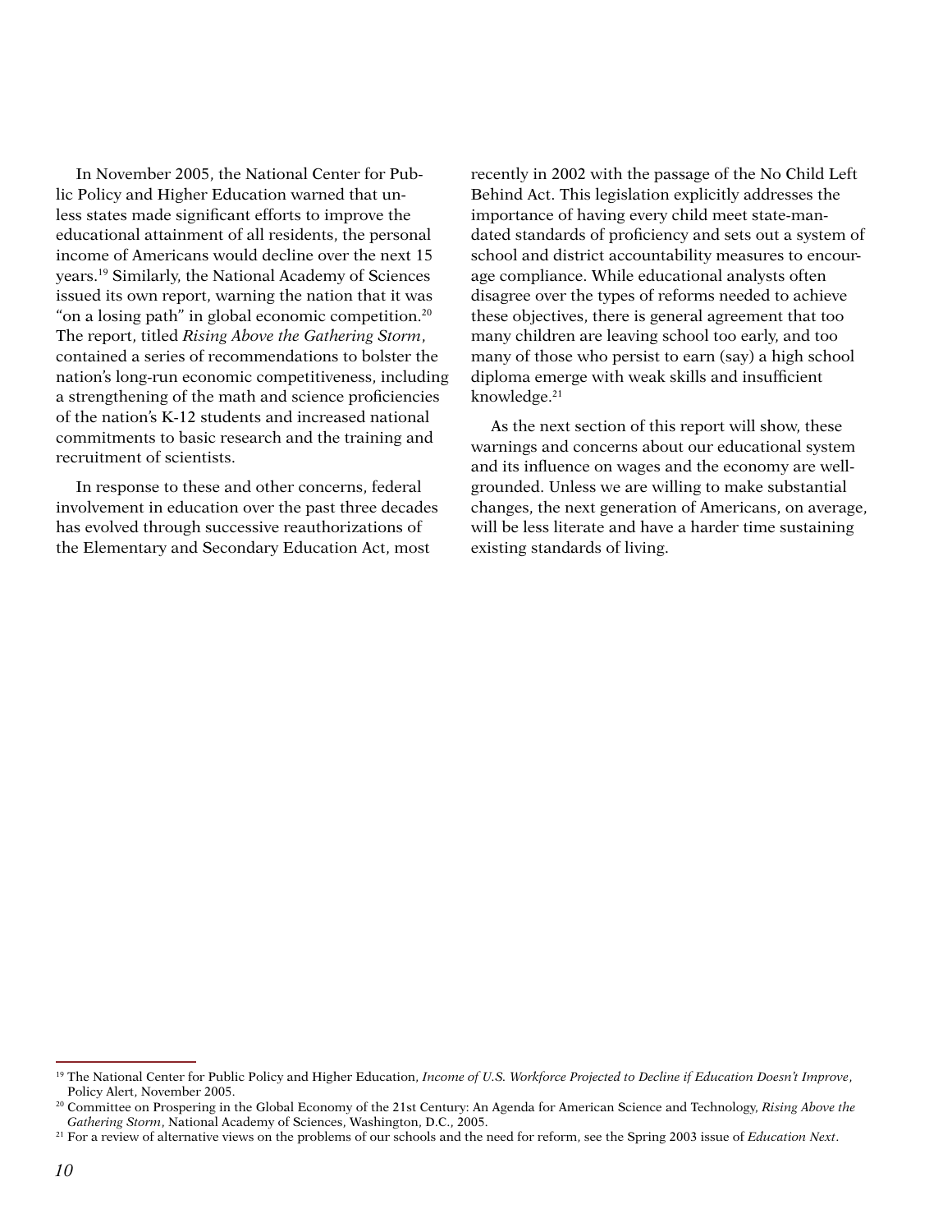In November 2005, the National Center for Public Policy and Higher Education warned that unless states made significant efforts to improve the educational attainment of all residents, the personal income of Americans would decline over the next 15 years.[19] Similarly, the National Academy of Sciences issued its own report, warning the nation that it was "on a losing path" in global economic competition.[20] The report, titled *Rising Above the Gathering Storm*, contained a series of recommendations to bolster the nation's long-run economic competitiveness, including a strengthening of the math and science proficiencies of the nation's K-12 students and increased national commitments to basic research and the training and recruitment of scientists.

In response to these and other concerns, federal involvement in education over the past three decades has evolved through successive reauthorizations of the Elementary and Secondary Education Act, most recently in 2002 with the passage of the No Child Left Behind Act. This legislation explicitly addresses the importance of having every child meet state-mandated standards of proficiency and sets out a system of school and district accountability measures to encourage compliance. While educational analysts often disagree over the types of reforms needed to achieve these objectives, there is general agreement that too many children are leaving school too early, and too many of those who persist to earn (say) a high school diploma emerge with weak skills and insufficient knowledge.[21]

As the next section of this report will show, these warnings and concerns about our educational system and its influence on wages and the economy are well-grounded. Unless we are willing to make substantial changes, the next generation of Americans, on average, will be less literate and have a harder time sustaining existing standards of living.

---

[19] The National Center for Public Policy and Higher Education, *Income of U.S. Workforce Projected to Decline if Education Doesn't Improve*, Policy Alert, November 2005.

[20] Committee on Prospering in the Global Economy of the 21st Century: An Agenda for American Science and Technology, *Rising Above the Gathering Storm*, National Academy of Sciences, Washington, D.C., 2005.

[21] For a review of alternative views on the problems of our schools and the need for reform, see the Spring 2003 issue of *Education Next*.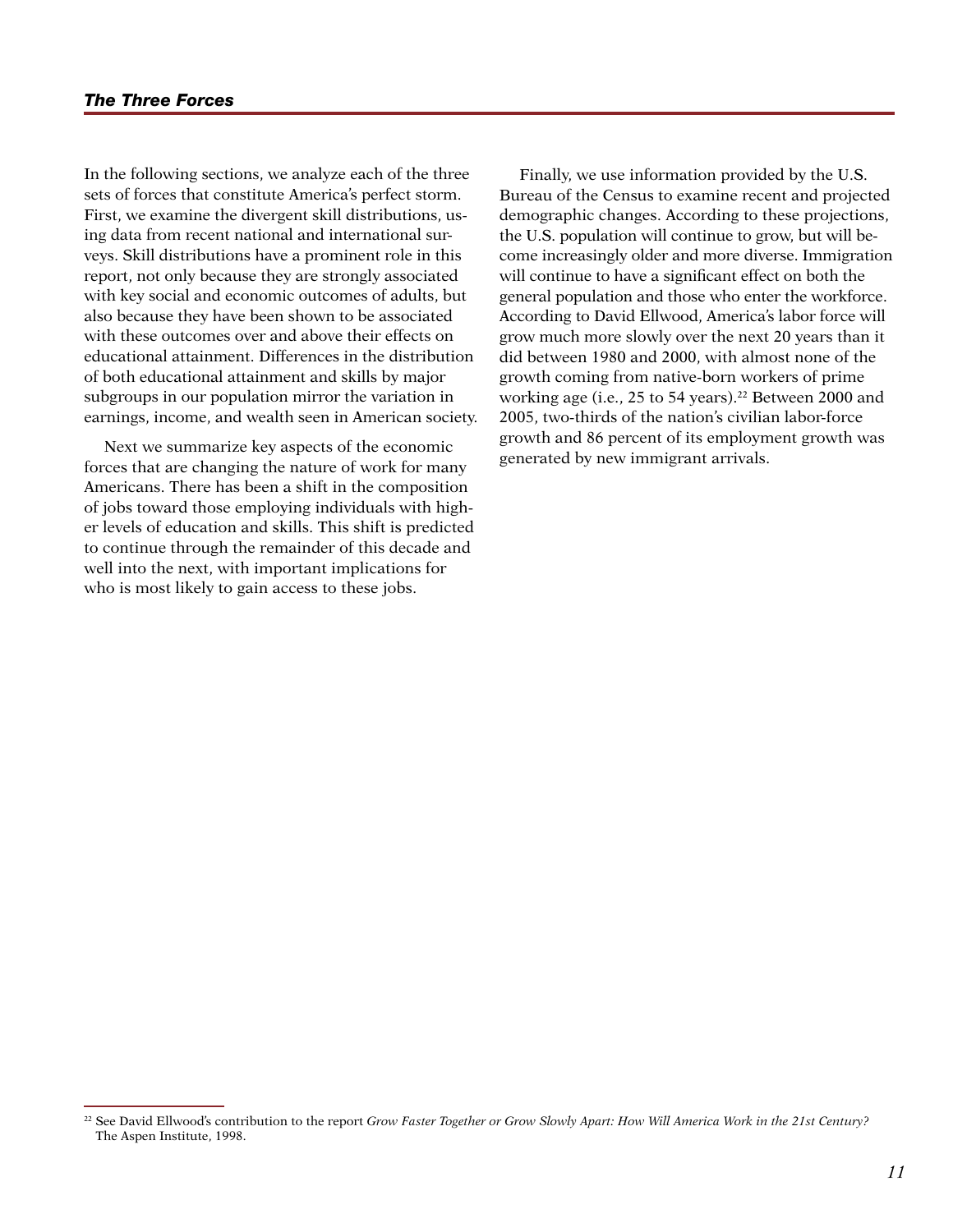In the following sections, we analyze each of the three sets of forces that constitute America's perfect storm. First, we examine the divergent skill distributions, using data from recent national and international surveys. Skill distributions have a prominent role in this report, not only because they are strongly associated with key social and economic outcomes of adults, but also because they have been shown to be associated with these outcomes over and above their effects on educational attainment. Differences in the distribution of both educational attainment and skills by major subgroups in our population mirror the variation in earnings, income, and wealth seen in American society.

Next we summarize key aspects of the economic forces that are changing the nature of work for many Americans. There has been a shift in the composition of jobs toward those employing individuals with higher levels of education and skills. This shift is predicted to continue through the remainder of this decade and well into the next, with important implications for who is most likely to gain access to these jobs.

Finally, we use information provided by the U.S. Bureau of the Census to examine recent and projected demographic changes. According to these projections, the U.S. population will continue to grow, but will become increasingly older and more diverse. Immigration will continue to have a significant effect on both the general population and those who enter the workforce. According to David Ellwood, America's labor force will grow much more slowly over the next 20 years than it did between 1980 and 2000, with almost none of the growth coming from native-born workers of prime working age (i.e., 25 to 54 years).[22] Between 2000 and 2005, two-thirds of the nation's civilian labor-force growth and 86 percent of its employment growth was generated by new immigrant arrivals.

---

[22] See David Ellwood's contribution to the report *Grow Faster Together or Grow Slowly Apart: How Will America Work in the 21st Century?* The Aspen Institute, 1998.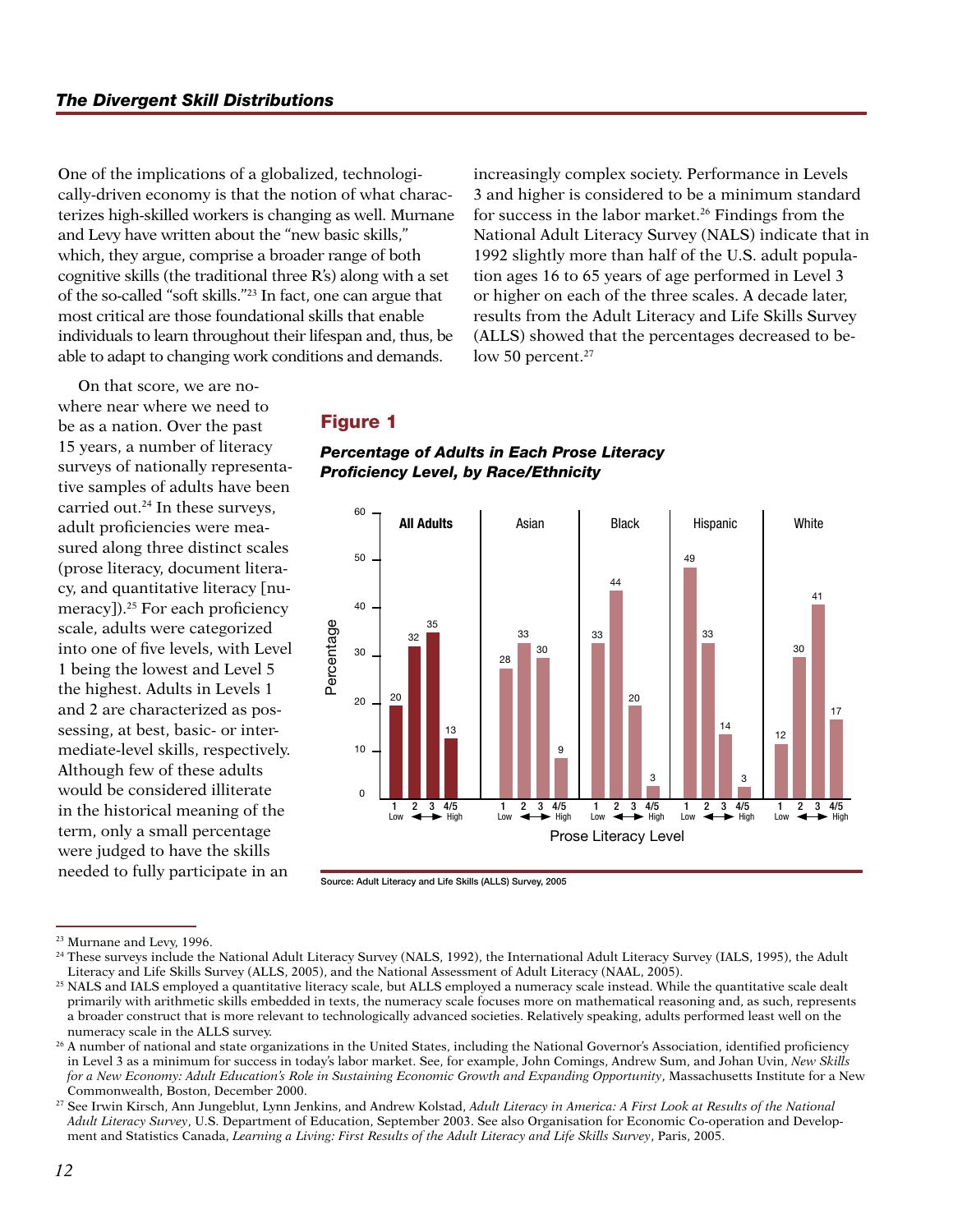One of the implications of a globalized, technologically-driven economy is that the notion of what characterizes high-skilled workers is changing as well. Murnane and Levy have written about the "new basic skills," which, they argue, comprise a broader range of both cognitive skills (the traditional three R's) along with a set of the so-called "soft skills."[23] In fact, one can argue that most critical are those foundational skills that enable individuals to learn throughout their lifespan and, thus, be able to adapt to changing work conditions and demands.

On that score, we are nowhere near where we need to be as a nation. Over the past 15 years, a number of literacy surveys of nationally representative samples of adults have been carried out.[24] In these surveys, adult proficiencies were measured along three distinct scales (prose literacy, document literacy, and quantitative literacy [numeracy]).[25] For each proficiency scale, adults were categorized into one of five levels, with Level 1 being the lowest and Level 5 the highest. Adults in Levels 1 and 2 are characterized as possessing, at best, basic- or intermediate-level skills, respectively. Although few of these adults would be considered illiterate in the historical meaning of the term, only a small percentage were judged to have the skills needed to fully participate in an increasingly complex society. Performance in Levels 3 and higher is considered to be a minimum standard for success in the labor market.[26] Findings from the National Adult Literacy Survey (NALS) indicate that in 1992 slightly more than half of the U.S. adult population ages 16 to 65 years of age performed in Level 3 or higher on each of the three scales. A decade later, results from the Adult Literacy and Life Skills Survey (ALLS) showed that the percentages decreased to below 50 percent.[27]

## Figure 1

***Percentage of Adults in Each Prose Literacy Proficiency Level, by Race/Ethnicity***

| Prose Literacy Level | All Adults | Asian | Black | Hispanic | White |
|---|---|---|---|---|---|
| 1 (Low) | 20 | 28 | 33 | 49 | 12 |
| 2 | 32 | 33 | 44 | 33 | 30 |
| 3 | 35 | 30 | 20 | 14 | 41 |
| 4/5 (High) | 13 | 9 | 3 | 3 | 17 |

Source: Adult Literacy and Life Skills (ALLS) Survey, 2005

---

[23] Murnane and Levy, 1996.

[24] These surveys include the National Adult Literacy Survey (NALS, 1992), the International Adult Literacy Survey (IALS, 1995), the Adult Literacy and Life Skills Survey (ALLS, 2005), and the National Assessment of Adult Literacy (NAAL, 2005).

[25] NALS and IALS employed a quantitative literacy scale, but ALLS employed a numeracy scale instead. While the quantitative scale dealt primarily with arithmetic skills embedded in texts, the numeracy scale focuses more on mathematical reasoning and, as such, represents a broader construct that is more relevant to technologically advanced societies. Relatively speaking, adults performed least well on the numeracy scale in the ALLS survey.

[26] A number of national and state organizations in the United States, including the National Governor's Association, identified proficiency in Level 3 as a minimum for success in today's labor market. See, for example, John Comings, Andrew Sum, and Johan Uvin, *New Skills for a New Economy: Adult Education's Role in Sustaining Economic Growth and Expanding Opportunity*, Massachusetts Institute for a New Commonwealth, Boston, December 2000.

[27] See Irwin Kirsch, Ann Jungeblut, Lynn Jenkins, and Andrew Kolstad, *Adult Literacy in America: A First Look at Results of the National Adult Literacy Survey*, U.S. Department of Education, September 2003. See also Organisation for Economic Co-operation and Development and Statistics Canada, *Learning a Living: First Results of the Adult Literacy and Life Skills Survey*, Paris, 2005.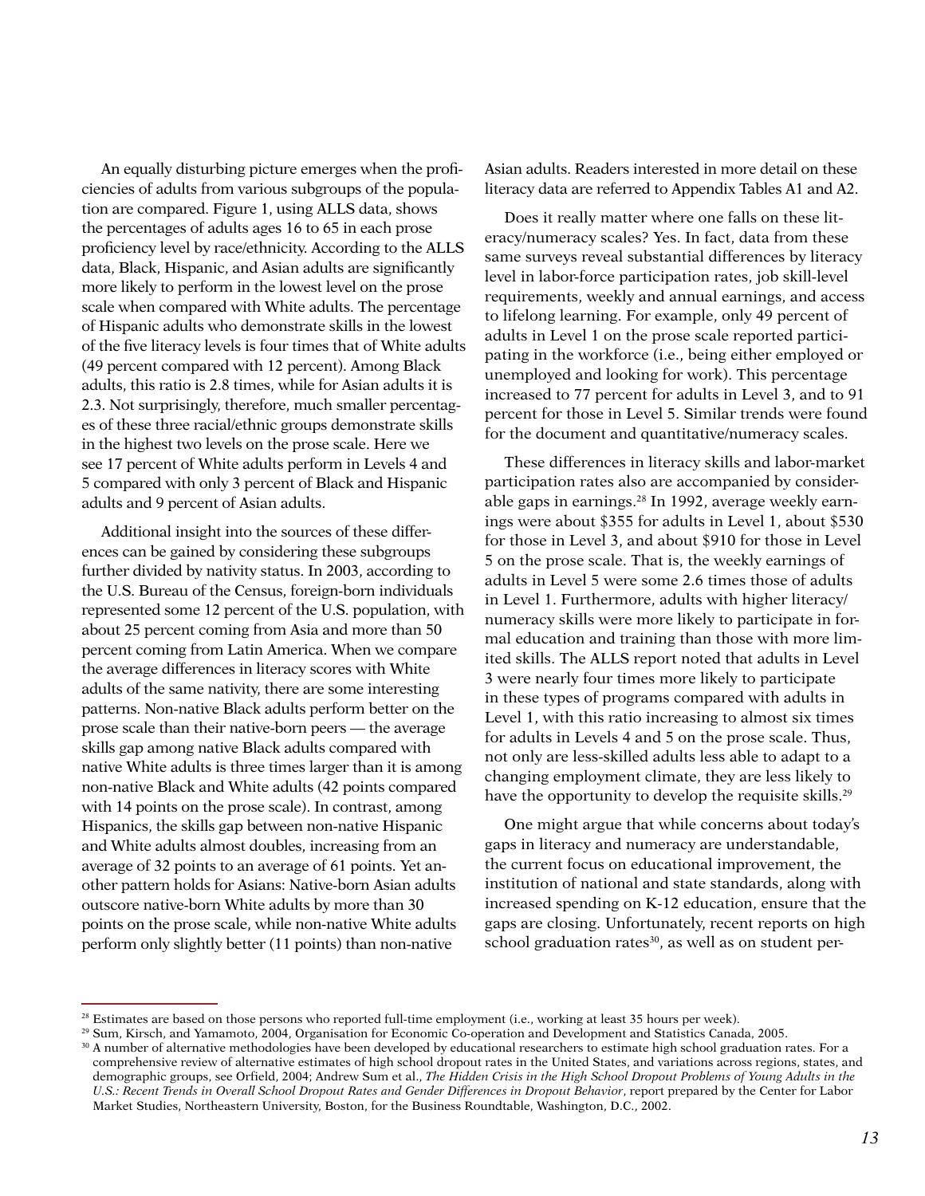An equally disturbing picture emerges when the proficiencies of adults from various subgroups of the population are compared. Figure 1, using ALLS data, shows the percentages of adults ages 16 to 65 in each prose proficiency level by race/ethnicity. According to the ALLS data, Black, Hispanic, and Asian adults are significantly more likely to perform in the lowest level on the prose scale when compared with White adults. The percentage of Hispanic adults who demonstrate skills in the lowest of the five literacy levels is four times that of White adults (49 percent compared with 12 percent). Among Black adults, this ratio is 2.8 times, while for Asian adults it is 2.3. Not surprisingly, therefore, much smaller percentages of these three racial/ethnic groups demonstrate skills in the highest two levels on the prose scale. Here we see 17 percent of White adults perform in Levels 4 and 5 compared with only 3 percent of Black and Hispanic adults and 9 percent of Asian adults.

Additional insight into the sources of these differences can be gained by considering these subgroups further divided by nativity status. In 2003, according to the U.S. Bureau of the Census, foreign-born individuals represented some 12 percent of the U.S. population, with about 25 percent coming from Asia and more than 50 percent coming from Latin America. When we compare the average differences in literacy scores with White adults of the same nativity, there are some interesting patterns. Non-native Black adults perform better on the prose scale than their native-born peers — the average skills gap among native Black adults compared with native White adults is three times larger than it is among non-native Black and White adults (42 points compared with 14 points on the prose scale). In contrast, among Hispanics, the skills gap between non-native Hispanic and White adults almost doubles, increasing from an average of 32 points to an average of 61 points. Yet another pattern holds for Asians: Native-born Asian adults outscore native-born White adults by more than 30 points on the prose scale, while non-native White adults perform only slightly better (11 points) than non-native Asian adults. Readers interested in more detail on these literacy data are referred to Appendix Tables A1 and A2.

Does it really matter where one falls on these literacy/numeracy scales? Yes. In fact, data from these same surveys reveal substantial differences by literacy level in labor-force participation rates, job skill-level requirements, weekly and annual earnings, and access to lifelong learning. For example, only 49 percent of adults in Level 1 on the prose scale reported participating in the workforce (i.e., being either employed or unemployed and looking for work). This percentage increased to 77 percent for adults in Level 3, and to 91 percent for those in Level 5. Similar trends were found for the document and quantitative/numeracy scales.

These differences in literacy skills and labor-market participation rates also are accompanied by considerable gaps in earnings.[28] In 1992, average weekly earnings were about $355 for adults in Level 1, about $530 for those in Level 3, and about $910 for those in Level 5 on the prose scale. That is, the weekly earnings of adults in Level 5 were some 2.6 times those of adults in Level 1. Furthermore, adults with higher literacy/numeracy skills were more likely to participate in formal education and training than those with more limited skills. The ALLS report noted that adults in Level 3 were nearly four times more likely to participate in these types of programs compared with adults in Level 1, with this ratio increasing to almost six times for adults in Levels 4 and 5 on the prose scale. Thus, not only are less-skilled adults less able to adapt to a changing employment climate, they are less likely to have the opportunity to develop the requisite skills.[29]

One might argue that while concerns about today's gaps in literacy and numeracy are understandable, the current focus on educational improvement, the institution of national and state standards, along with increased spending on K-12 education, ensure that the gaps are closing. Unfortunately, recent reports on high school graduation rates[30], as well as on student per-

---

[28] Estimates are based on those persons who reported full-time employment (i.e., working at least 35 hours per week).

[29] Sum, Kirsch, and Yamamoto, 2004, Organisation for Economic Co-operation and Development and Statistics Canada, 2005.

[30] A number of alternative methodologies have been developed by educational researchers to estimate high school graduation rates. For a comprehensive review of alternative estimates of high school dropout rates in the United States, and variations across regions, states, and demographic groups, see Orfield, 2004; Andrew Sum et al., *The Hidden Crisis in the High School Dropout Problems of Young Adults in the U.S.: Recent Trends in Overall School Dropout Rates and Gender Differences in Dropout Behavior*, report prepared by the Center for Labor Market Studies, Northeastern University, Boston, for the Business Roundtable, Washington, D.C., 2002.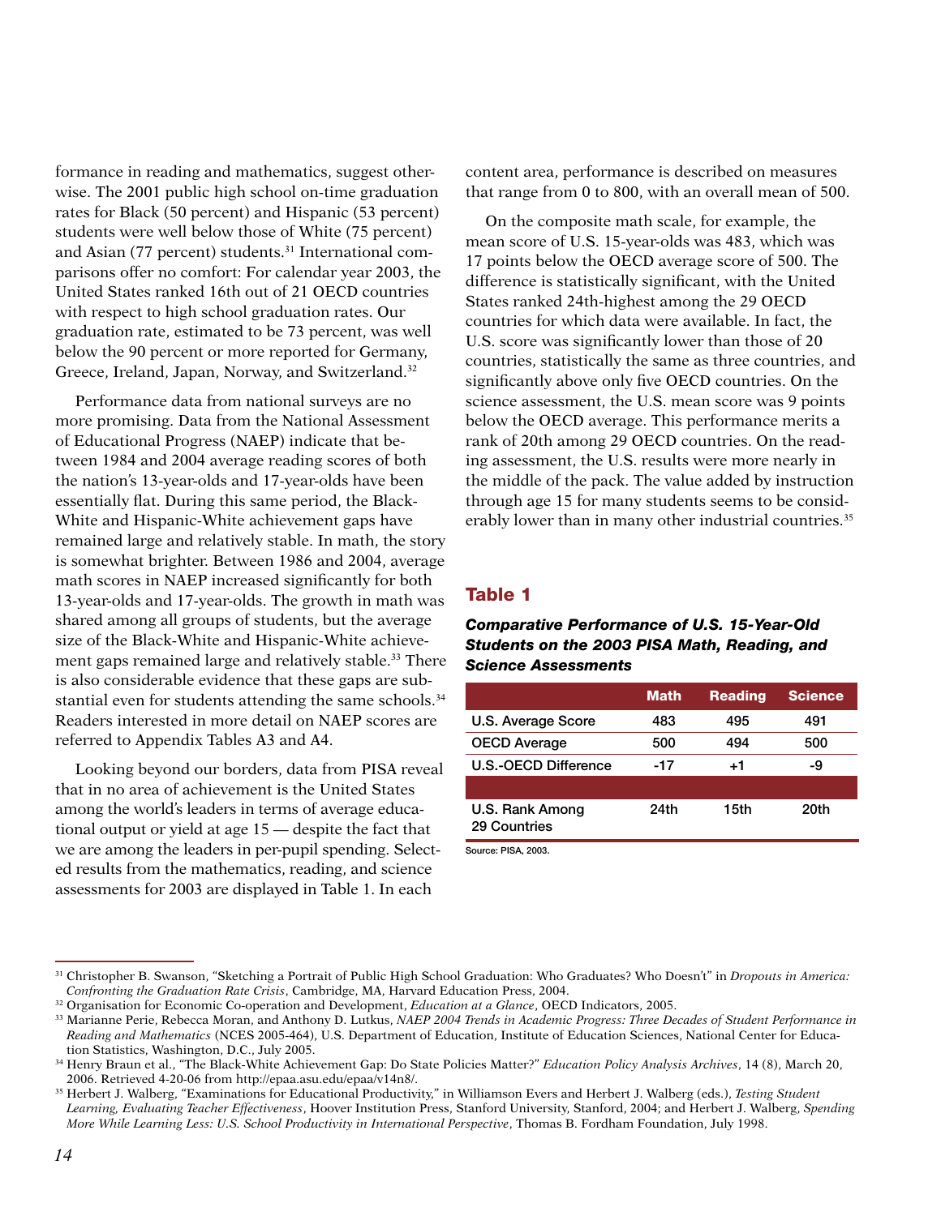formance in reading and mathematics, suggest otherwise. The 2001 public high school on-time graduation rates for Black (50 percent) and Hispanic (53 percent) students were well below those of White (75 percent) and Asian (77 percent) students.[31] International comparisons offer no comfort: For calendar year 2003, the United States ranked 16th out of 21 OECD countries with respect to high school graduation rates. Our graduation rate, estimated to be 73 percent, was well below the 90 percent or more reported for Germany, Greece, Ireland, Japan, Norway, and Switzerland.[32]

Performance data from national surveys are no more promising. Data from the National Assessment of Educational Progress (NAEP) indicate that between 1984 and 2004 average reading scores of both the nation's 13-year-olds and 17-year-olds have been essentially flat. During this same period, the Black-White and Hispanic-White achievement gaps have remained large and relatively stable. In math, the story is somewhat brighter. Between 1986 and 2004, average math scores in NAEP increased significantly for both 13-year-olds and 17-year-olds. The growth in math was shared among all groups of students, but the average size of the Black-White and Hispanic-White achievement gaps remained large and relatively stable.[33] There is also considerable evidence that these gaps are substantial even for students attending the same schools.[34] Readers interested in more detail on NAEP scores are referred to Appendix Tables A3 and A4.

Looking beyond our borders, data from PISA reveal that in no area of achievement is the United States among the world's leaders in terms of average educational output or yield at age 15 — despite the fact that we are among the leaders in per-pupil spending. Selected results from the mathematics, reading, and science assessments for 2003 are displayed in Table 1. In each content area, performance is described on measures that range from 0 to 800, with an overall mean of 500.

On the composite math scale, for example, the mean score of U.S. 15-year-olds was 483, which was 17 points below the OECD average score of 500. The difference is statistically significant, with the United States ranked 24th-highest among the 29 OECD countries for which data were available. In fact, the U.S. score was significantly lower than those of 20 countries, statistically the same as three countries, and significantly above only five OECD countries. On the science assessment, the U.S. mean score was 9 points below the OECD average. This performance merits a rank of 20th among 29 OECD countries. On the reading assessment, the U.S. results were more nearly in the middle of the pack. The value added by instruction through age 15 for many students seems to be considerably lower than in many other industrial countries.[35]

## Table 1

***Comparative Performance of U.S. 15-Year-Old Students on the 2003 PISA Math, Reading, and Science Assessments***

| | Math | Reading | Science |
|---|---|---|---|
| U.S. Average Score | 483 | 495 | 491 |
| OECD Average | 500 | 494 | 500 |
| U.S.-OECD Difference | -17 | +1 | -9 |
| | | | |
| U.S. Rank Among 29 Countries | 24th | 15th | 20th |

Source: PISA, 2003.

---

[31] Christopher B. Swanson, "Sketching a Portrait of Public High School Graduation: Who Graduates? Who Doesn't" in *Dropouts in America: Confronting the Graduation Rate Crisis*, Cambridge, MA, Harvard Education Press, 2004.

[32] Organisation for Economic Co-operation and Development, *Education at a Glance*, OECD Indicators, 2005.

[33] Marianne Perie, Rebecca Moran, and Anthony D. Lutkus, *NAEP 2004 Trends in Academic Progress: Three Decades of Student Performance in Reading and Mathematics* (NCES 2005-464), U.S. Department of Education, Institute of Education Sciences, National Center for Education Statistics, Washington, D.C., July 2005.

[34] Henry Braun et al., "The Black-White Achievement Gap: Do State Policies Matter?" *Education Policy Analysis Archives*, 14 (8), March 20, 2006. Retrieved 4-20-06 from http://epaa.asu.edu/epaa/v14n8/.

[35] Herbert J. Walberg, "Examinations for Educational Productivity," in Williamson Evers and Herbert J. Walberg (eds.), *Testing Student Learning, Evaluating Teacher Effectiveness*, Hoover Institution Press, Stanford University, Stanford, 2004; and Herbert J. Walberg, *Spending More While Learning Less: U.S. School Productivity in International Perspective*, Thomas B. Fordham Foundation, July 1998.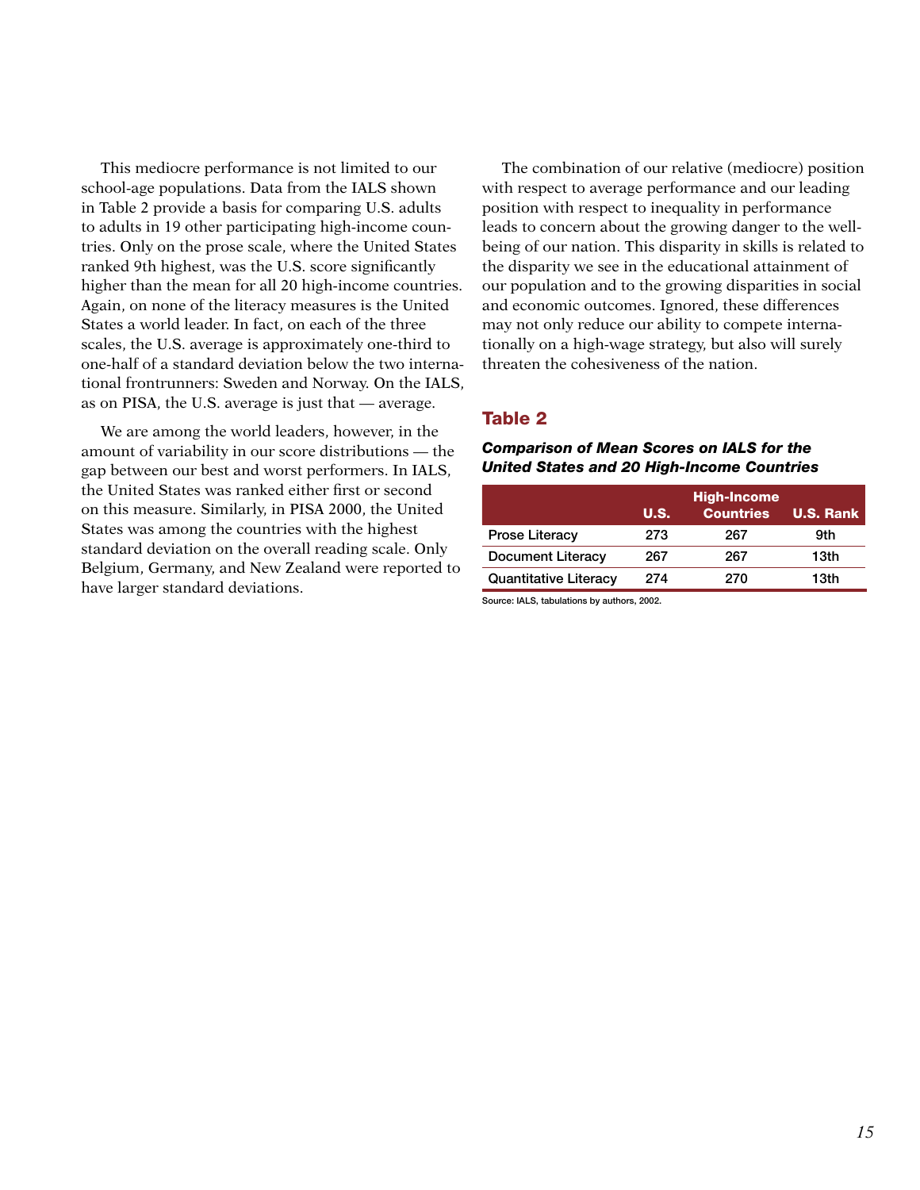This mediocre performance is not limited to our school-age populations. Data from the IALS shown in Table 2 provide a basis for comparing U.S. adults to adults in 19 other participating high-income countries. Only on the prose scale, where the United States ranked 9th highest, was the U.S. score significantly higher than the mean for all 20 high-income countries. Again, on none of the literacy measures is the United States a world leader. In fact, on each of the three scales, the U.S. average is approximately one-third to one-half of a standard deviation below the two international frontrunners: Sweden and Norway. On the IALS, as on PISA, the U.S. average is just that — average.

We are among the world leaders, however, in the amount of variability in our score distributions — the gap between our best and worst performers. In IALS, the United States was ranked either first or second on this measure. Similarly, in PISA 2000, the United States was among the countries with the highest standard deviation on the overall reading scale. Only Belgium, Germany, and New Zealand were reported to have larger standard deviations.

The combination of our relative (mediocre) position with respect to average performance and our leading position with respect to inequality in performance leads to concern about the growing danger to the well-being of our nation. This disparity in skills is related to the disparity we see in the educational attainment of our population and to the growing disparities in social and economic outcomes. Ignored, these differences may not only reduce our ability to compete internationally on a high-wage strategy, but also will surely threaten the cohesiveness of the nation.

## Table 2

***Comparison of Mean Scores on IALS for the United States and 20 High-Income Countries***

| | U.S. | High-Income Countries | U.S. Rank |
|---|---|---|---|
| Prose Literacy | 273 | 267 | 9th |
| Document Literacy | 267 | 267 | 13th |
| Quantitative Literacy | 274 | 270 | 13th |

Source: IALS, tabulations by authors, 2002.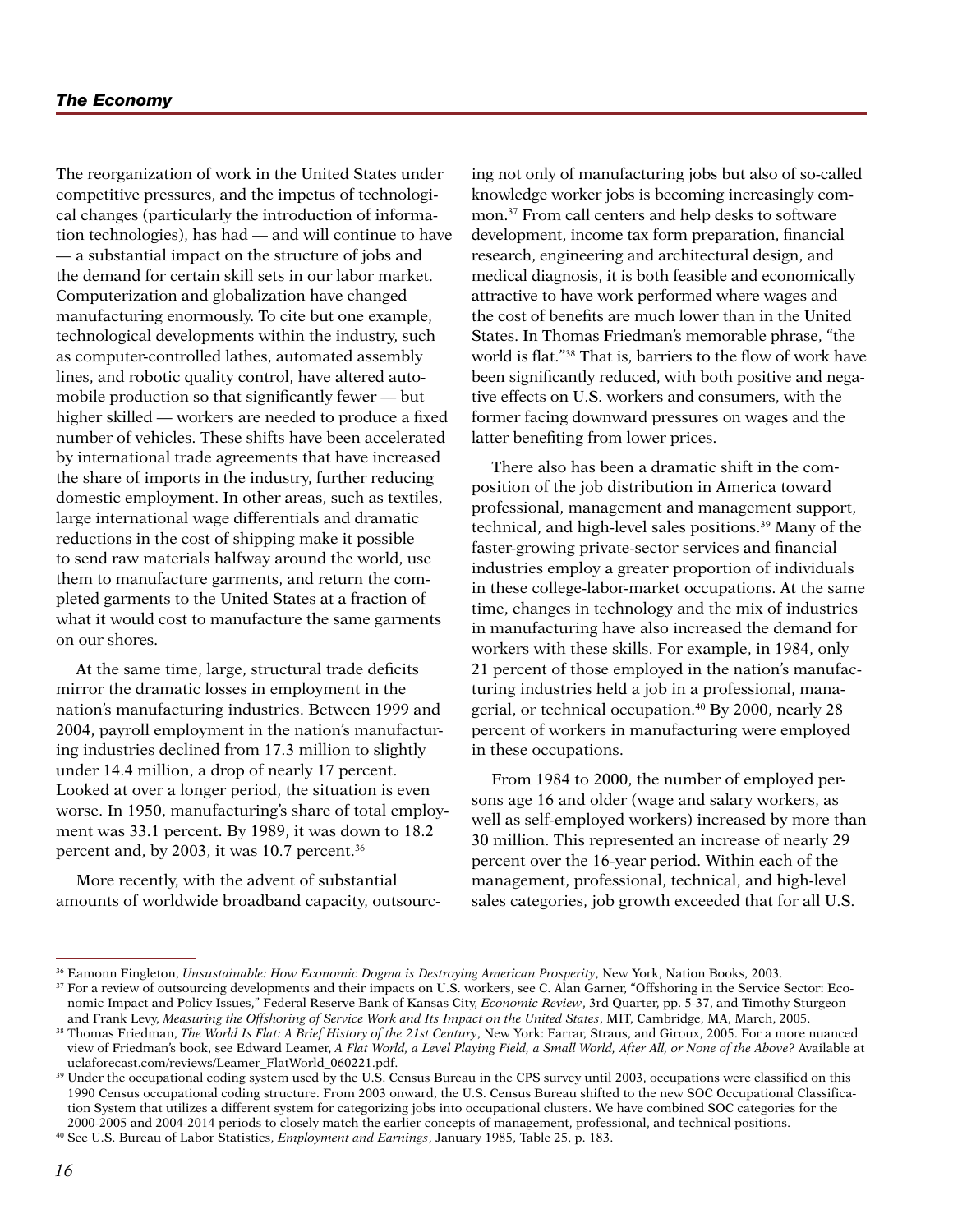The reorganization of work in the United States under competitive pressures, and the impetus of technological changes (particularly the introduction of information technologies), has had — and will continue to have — a substantial impact on the structure of jobs and the demand for certain skill sets in our labor market. Computerization and globalization have changed manufacturing enormously. To cite but one example, technological developments within the industry, such as computer-controlled lathes, automated assembly lines, and robotic quality control, have altered automobile production so that significantly fewer — but higher skilled — workers are needed to produce a fixed number of vehicles. These shifts have been accelerated by international trade agreements that have increased the share of imports in the industry, further reducing domestic employment. In other areas, such as textiles, large international wage differentials and dramatic reductions in the cost of shipping make it possible to send raw materials halfway around the world, use them to manufacture garments, and return the completed garments to the United States at a fraction of what it would cost to manufacture the same garments on our shores.

At the same time, large, structural trade deficits mirror the dramatic losses in employment in the nation's manufacturing industries. Between 1999 and 2004, payroll employment in the nation's manufacturing industries declined from 17.3 million to slightly under 14.4 million, a drop of nearly 17 percent. Looked at over a longer period, the situation is even worse. In 1950, manufacturing's share of total employment was 33.1 percent. By 1989, it was down to 18.2 percent and, by 2003, it was 10.7 percent.[36]

More recently, with the advent of substantial amounts of worldwide broadband capacity, outsourcing not only of manufacturing jobs but also of so-called knowledge worker jobs is becoming increasingly common.[37] From call centers and help desks to software development, income tax form preparation, financial research, engineering and architectural design, and medical diagnosis, it is both feasible and economically attractive to have work performed where wages and the cost of benefits are much lower than in the United States. In Thomas Friedman's memorable phrase, "the world is flat."[38] That is, barriers to the flow of work have been significantly reduced, with both positive and negative effects on U.S. workers and consumers, with the former facing downward pressures on wages and the latter benefiting from lower prices.

There also has been a dramatic shift in the composition of the job distribution in America toward professional, management and management support, technical, and high-level sales positions.[39] Many of the faster-growing private-sector services and financial industries employ a greater proportion of individuals in these college-labor-market occupations. At the same time, changes in technology and the mix of industries in manufacturing have also increased the demand for workers with these skills. For example, in 1984, only 21 percent of those employed in the nation's manufacturing industries held a job in a professional, managerial, or technical occupation.[40] By 2000, nearly 28 percent of workers in manufacturing were employed in these occupations.

From 1984 to 2000, the number of employed persons age 16 and older (wage and salary workers, as well as self-employed workers) increased by more than 30 million. This represented an increase of nearly 29 percent over the 16-year period. Within each of the management, professional, technical, and high-level sales categories, job growth exceeded that for all U.S.

---

[36] Eamonn Fingleton, *Unsustainable: How Economic Dogma is Destroying American Prosperity*, New York, Nation Books, 2003.

[37] For a review of outsourcing developments and their impacts on U.S. workers, see C. Alan Garner, "Offshoring in the Service Sector: Economic Impact and Policy Issues," Federal Reserve Bank of Kansas City, *Economic Review*, 3rd Quarter, pp. 5-37, and Timothy Sturgeon and Frank Levy, *Measuring the Offshoring of Service Work and Its Impact on the United States*, MIT, Cambridge, MA, March, 2005.

[38] Thomas Friedman, *The World Is Flat: A Brief History of the 21st Century*, New York: Farrar, Straus, and Giroux, 2005. For a more nuanced view of Friedman's book, see Edward Leamer, *A Flat World, a Level Playing Field, a Small World, After All, or None of the Above?* Available at uclaforecast.com/reviews/Leamer_FlatWorld_060221.pdf.

[39] Under the occupational coding system used by the U.S. Census Bureau in the CPS survey until 2003, occupations were classified on this 1990 Census occupational coding structure. From 2003 onward, the U.S. Census Bureau shifted to the new SOC Occupational Classification System that utilizes a different system for categorizing jobs into occupational clusters. We have combined SOC categories for the 2000-2005 and 2004-2014 periods to closely match the earlier concepts of management, professional, and technical positions.

[40] See U.S. Bureau of Labor Statistics, *Employment and Earnings*, January 1985, Table 25, p. 183.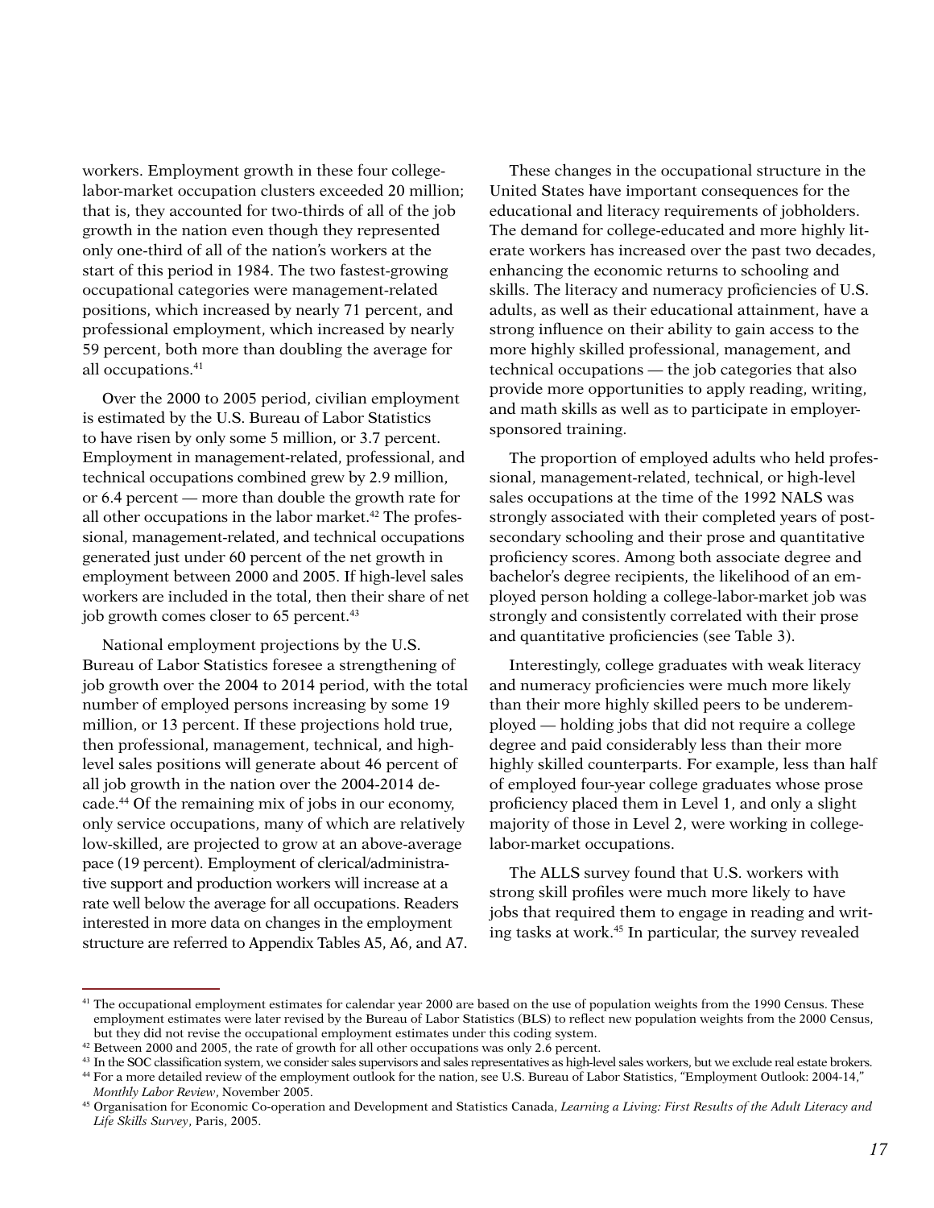workers. Employment growth in these four college-labor-market occupation clusters exceeded 20 million; that is, they accounted for two-thirds of all of the job growth in the nation even though they represented only one-third of all of the nation's workers at the start of this period in 1984. The two fastest-growing occupational categories were management-related positions, which increased by nearly 71 percent, and professional employment, which increased by nearly 59 percent, both more than doubling the average for all occupations.[41]

Over the 2000 to 2005 period, civilian employment is estimated by the U.S. Bureau of Labor Statistics to have risen by only some 5 million, or 3.7 percent. Employment in management-related, professional, and technical occupations combined grew by 2.9 million, or 6.4 percent — more than double the growth rate for all other occupations in the labor market.[42] The professional, management-related, and technical occupations generated just under 60 percent of the net growth in employment between 2000 and 2005. If high-level sales workers are included in the total, then their share of net job growth comes closer to 65 percent.[43]

National employment projections by the U.S. Bureau of Labor Statistics foresee a strengthening of job growth over the 2004 to 2014 period, with the total number of employed persons increasing by some 19 million, or 13 percent. If these projections hold true, then professional, management, technical, and high-level sales positions will generate about 46 percent of all job growth in the nation over the 2004-2014 decade.[44] Of the remaining mix of jobs in our economy, only service occupations, many of which are relatively low-skilled, are projected to grow at an above-average pace (19 percent). Employment of clerical/administrative support and production workers will increase at a rate well below the average for all occupations. Readers interested in more data on changes in the employment structure are referred to Appendix Tables A5, A6, and A7.

These changes in the occupational structure in the United States have important consequences for the educational and literacy requirements of jobholders. The demand for college-educated and more highly literate workers has increased over the past two decades, enhancing the economic returns to schooling and skills. The literacy and numeracy proficiencies of U.S. adults, as well as their educational attainment, have a strong influence on their ability to gain access to the more highly skilled professional, management, and technical occupations — the job categories that also provide more opportunities to apply reading, writing, and math skills as well as to participate in employer-sponsored training.

The proportion of employed adults who held professional, management-related, technical, or high-level sales occupations at the time of the 1992 NALS was strongly associated with their completed years of postsecondary schooling and their prose and quantitative proficiency scores. Among both associate degree and bachelor's degree recipients, the likelihood of an employed person holding a college-labor-market job was strongly and consistently correlated with their prose and quantitative proficiencies (see Table 3).

Interestingly, college graduates with weak literacy and numeracy proficiencies were much more likely than their more highly skilled peers to be underemployed — holding jobs that did not require a college degree and paid considerably less than their more highly skilled counterparts. For example, less than half of employed four-year college graduates whose prose proficiency placed them in Level 1, and only a slight majority of those in Level 2, were working in college-labor-market occupations.

The ALLS survey found that U.S. workers with strong skill profiles were much more likely to have jobs that required them to engage in reading and writing tasks at work.[45] In particular, the survey revealed

---

[41] The occupational employment estimates for calendar year 2000 are based on the use of population weights from the 1990 Census. These employment estimates were later revised by the Bureau of Labor Statistics (BLS) to reflect new population weights from the 2000 Census, but they did not revise the occupational employment estimates under this coding system.

[42] Between 2000 and 2005, the rate of growth for all other occupations was only 2.6 percent.

[43] In the SOC classification system, we consider sales supervisors and sales representatives as high-level sales workers, but we exclude real estate brokers.

[44] For a more detailed review of the employment outlook for the nation, see U.S. Bureau of Labor Statistics, "Employment Outlook: 2004-14," *Monthly Labor Review*, November 2005.

[45] Organisation for Economic Co-operation and Development and Statistics Canada, *Learning a Living: First Results of the Adult Literacy and Life Skills Survey*, Paris, 2005.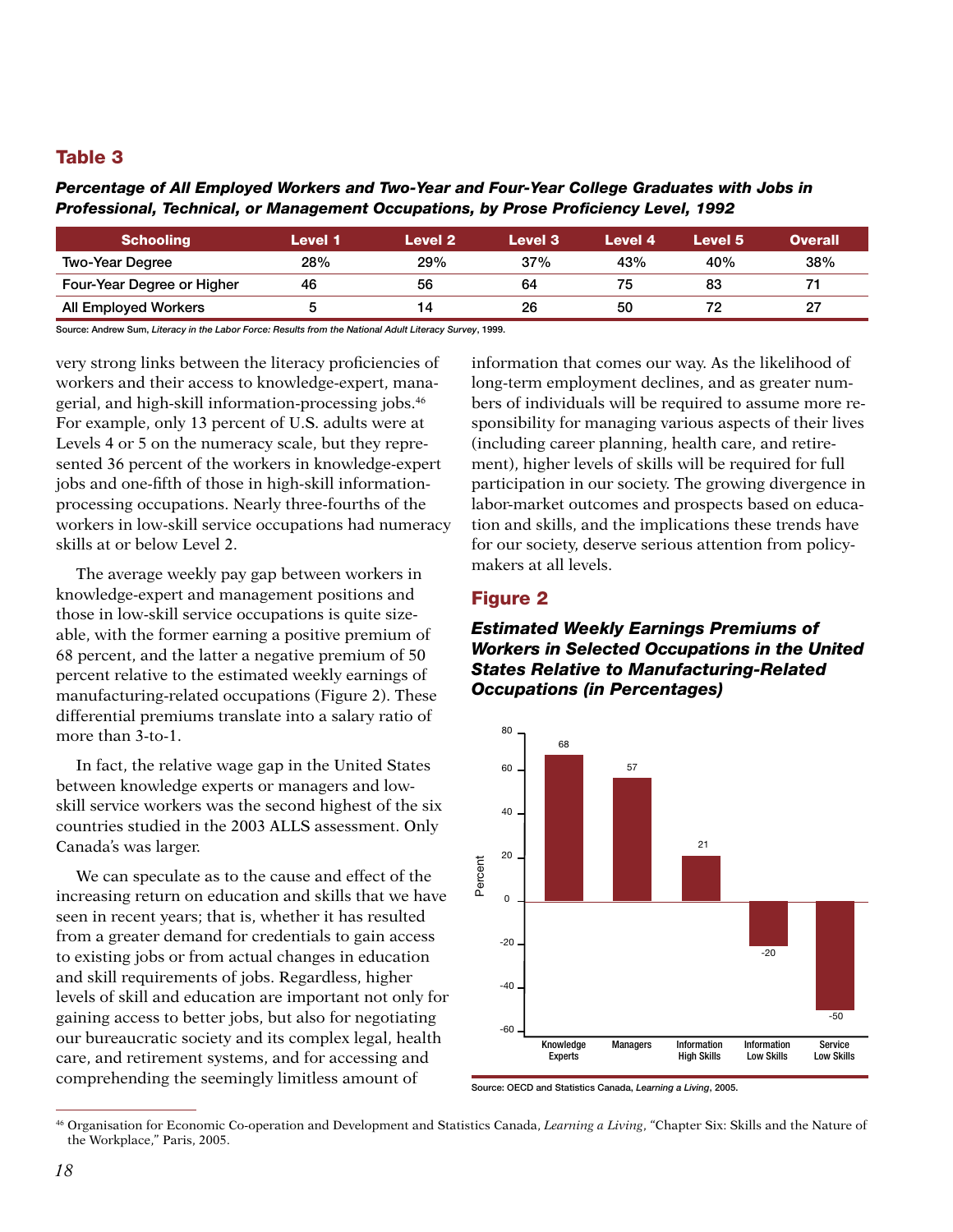## Table 3

***Percentage of All Employed Workers and Two-Year and Four-Year College Graduates with Jobs in Professional, Technical, or Management Occupations, by Prose Proficiency Level, 1992***

| Schooling | Level 1 | Level 2 | Level 3 | Level 4 | Level 5 | Overall |
|---|---|---|---|---|---|---|
| Two-Year Degree | 28% | 29% | 37% | 43% | 40% | 38% |
| Four-Year Degree or Higher | 46 | 56 | 64 | 75 | 83 | 71 |
| All Employed Workers | 5 | 14 | 26 | 50 | 72 | 27 |

Source: Andrew Sum, *Literacy in the Labor Force: Results from the National Adult Literacy Survey*, 1999.

very strong links between the literacy proficiencies of workers and their access to knowledge-expert, managerial, and high-skill information-processing jobs.[46] For example, only 13 percent of U.S. adults were at Levels 4 or 5 on the numeracy scale, but they represented 36 percent of the workers in knowledge-expert jobs and one-fifth of those in high-skill information-processing occupations. Nearly three-fourths of the workers in low-skill service occupations had numeracy skills at or below Level 2.

The average weekly pay gap between workers in knowledge-expert and management positions and those in low-skill service occupations is quite sizeable, with the former earning a positive premium of 68 percent, and the latter a negative premium of 50 percent relative to the estimated weekly earnings of manufacturing-related occupations (Figure 2). These differential premiums translate into a salary ratio of more than 3-to-1.

In fact, the relative wage gap in the United States between knowledge experts or managers and low-skill service workers was the second highest of the six countries studied in the 2003 ALLS assessment. Only Canada's was larger.

We can speculate as to the cause and effect of the increasing return on education and skills that we have seen in recent years; that is, whether it has resulted from a greater demand for credentials to gain access to existing jobs or from actual changes in education and skill requirements of jobs. Regardless, higher levels of skill and education are important not only for gaining access to better jobs, but also for negotiating our bureaucratic society and its complex legal, health care, and retirement systems, and for accessing and comprehending the seemingly limitless amount of information that comes our way. As the likelihood of long-term employment declines, and as greater numbers of individuals will be required to assume more responsibility for managing various aspects of their lives (including career planning, health care, and retirement), higher levels of skills will be required for full participation in our society. The growing divergence in labor-market outcomes and prospects based on education and skills, and the implications these trends have for our society, deserve serious attention from policymakers at all levels.

## Figure 2

***Estimated Weekly Earnings Premiums of Workers in Selected Occupations in the United States Relative to Manufacturing-Related Occupations (in Percentages)***

| Occupation | Percent |
|---|---|
| Knowledge Experts | 68 |
| Managers | 57 |
| Information High Skills | 21 |
| Information Low Skills | -20 |
| Service Low Skills | -50 |

Source: OECD and Statistics Canada, *Learning a Living*, 2005.

---

[46] Organisation for Economic Co-operation and Development and Statistics Canada, *Learning a Living*, "Chapter Six: Skills and the Nature of the Workplace," Paris, 2005.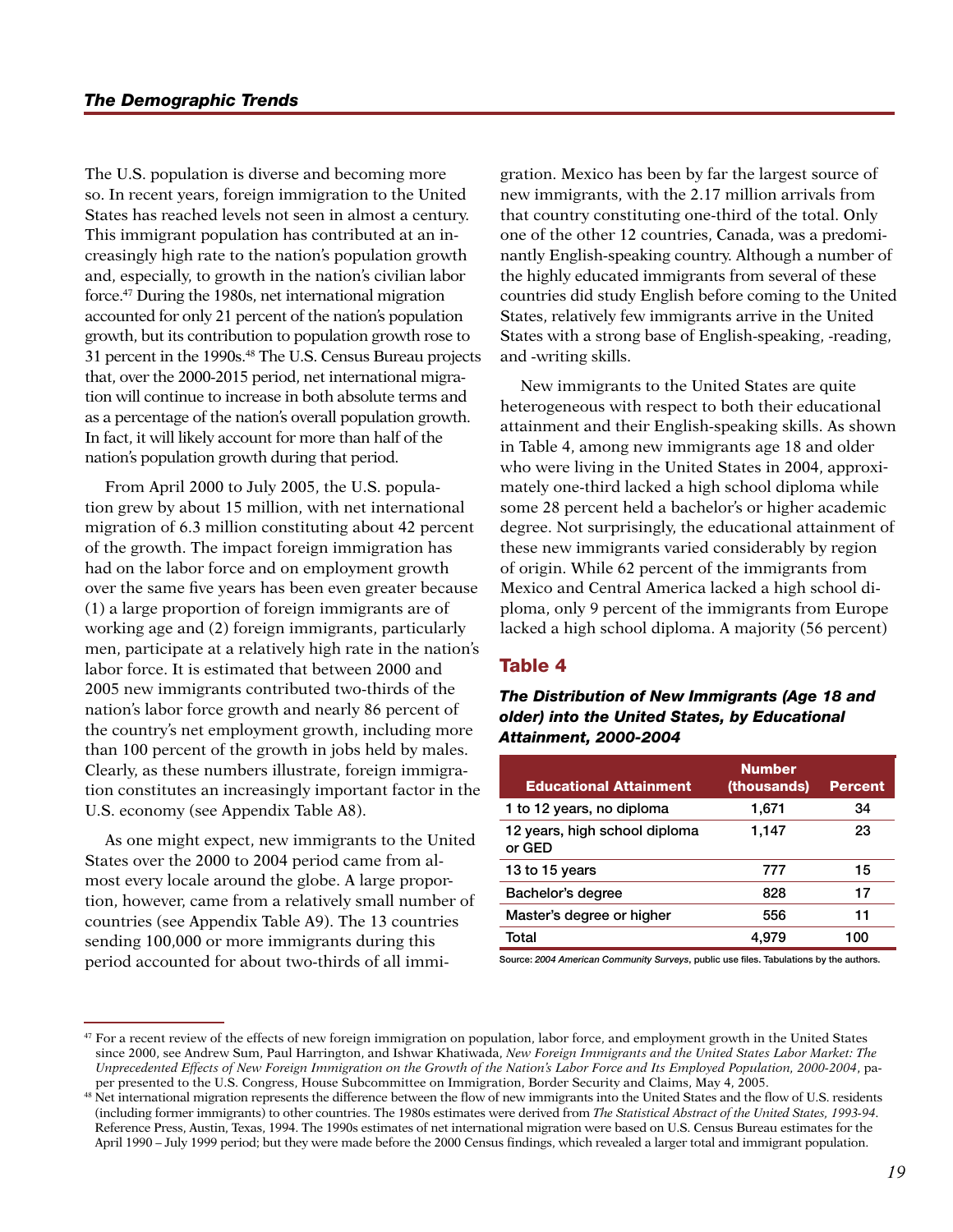The U.S. population is diverse and becoming more so. In recent years, foreign immigration to the United States has reached levels not seen in almost a century. This immigrant population has contributed at an increasingly high rate to the nation's population growth and, especially, to growth in the nation's civilian labor force.[47] During the 1980s, net international migration accounted for only 21 percent of the nation's population growth, but its contribution to population growth rose to 31 percent in the 1990s.[48] The U.S. Census Bureau projects that, over the 2000-2015 period, net international migration will continue to increase in both absolute terms and as a percentage of the nation's overall population growth. In fact, it will likely account for more than half of the nation's population growth during that period.

From April 2000 to July 2005, the U.S. population grew by about 15 million, with net international migration of 6.3 million constituting about 42 percent of the growth. The impact foreign immigration has had on the labor force and on employment growth over the same five years has been even greater because (1) a large proportion of foreign immigrants are of working age and (2) foreign immigrants, particularly men, participate at a relatively high rate in the nation's labor force. It is estimated that between 2000 and 2005 new immigrants contributed two-thirds of the nation's labor force growth and nearly 86 percent of the country's net employment growth, including more than 100 percent of the growth in jobs held by males. Clearly, as these numbers illustrate, foreign immigration constitutes an increasingly important factor in the U.S. economy (see Appendix Table A8).

As one might expect, new immigrants to the United States over the 2000 to 2004 period came from almost every locale around the globe. A large proportion, however, came from a relatively small number of countries (see Appendix Table A9). The 13 countries sending 100,000 or more immigrants during this period accounted for about two-thirds of all immigration. Mexico has been by far the largest source of new immigrants, with the 2.17 million arrivals from that country constituting one-third of the total. Only one of the other 12 countries, Canada, was a predominantly English-speaking country. Although a number of the highly educated immigrants from several of these countries did study English before coming to the United States, relatively few immigrants arrive in the United States with a strong base of English-speaking, -reading, and -writing skills.

New immigrants to the United States are quite heterogeneous with respect to both their educational attainment and their English-speaking skills. As shown in Table 4, among new immigrants age 18 and older who were living in the United States in 2004, approximately one-third lacked a high school diploma while some 28 percent held a bachelor's or higher academic degree. Not surprisingly, the educational attainment of these new immigrants varied considerably by region of origin. While 62 percent of the immigrants from Mexico and Central America lacked a high school diploma, only 9 percent of the immigrants from Europe lacked a high school diploma. A majority (56 percent)

## Table 4

***The Distribution of New Immigrants (Age 18 and older) into the United States, by Educational Attainment, 2000-2004***

| Educational Attainment | Number (thousands) | Percent |
|---|---|---|
| 1 to 12 years, no diploma | 1,671 | 34 |
| 12 years, high school diploma or GED | 1,147 | 23 |
| 13 to 15 years | 777 | 15 |
| Bachelor's degree | 828 | 17 |
| Master's degree or higher | 556 | 11 |
| Total | 4,979 | 100 |

Source: *2004 American Community Surveys*, public use files. Tabulations by the authors.

---

[47] For a recent review of the effects of new foreign immigration on population, labor force, and employment growth in the United States since 2000, see Andrew Sum, Paul Harrington, and Ishwar Khatiwada, *New Foreign Immigrants and the United States Labor Market: The Unprecedented Effects of New Foreign Immigration on the Growth of the Nation's Labor Force and Its Employed Population, 2000-2004*, paper presented to the U.S. Congress, House Subcommittee on Immigration, Border Security and Claims, May 4, 2005.

[48] Net international migration represents the difference between the flow of new immigrants into the United States and the flow of U.S. residents (including former immigrants) to other countries. The 1980s estimates were derived from *The Statistical Abstract of the United States, 1993-94*. Reference Press, Austin, Texas, 1994. The 1990s estimates of net international migration were based on U.S. Census Bureau estimates for the April 1990 – July 1999 period; but they were made before the 2000 Census findings, which revealed a larger total and immigrant population.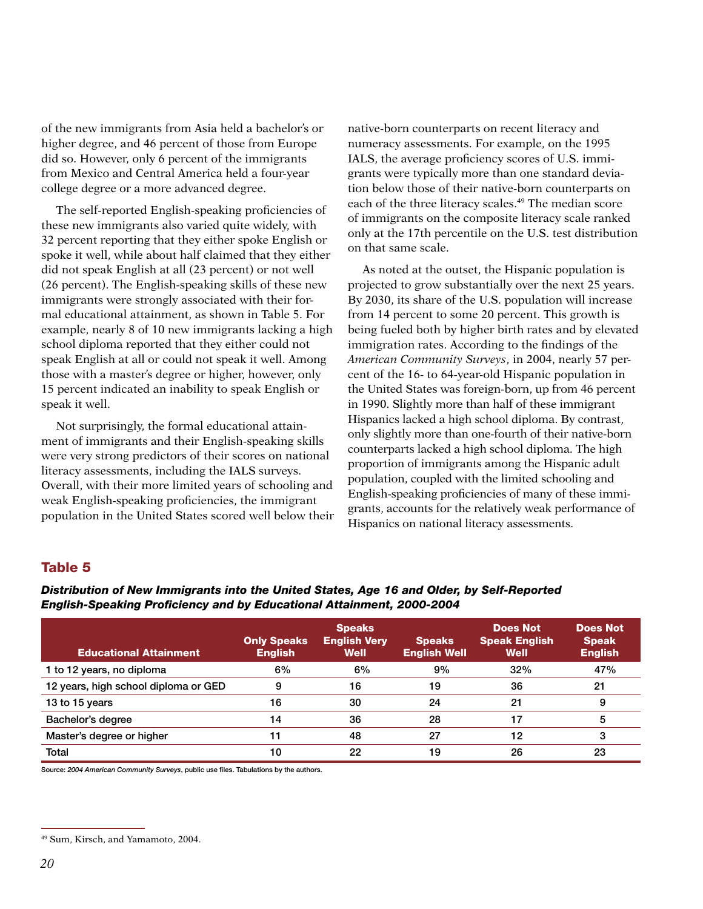of the new immigrants from Asia held a bachelor's or higher degree, and 46 percent of those from Europe did so. However, only 6 percent of the immigrants from Mexico and Central America held a four-year college degree or a more advanced degree.

The self-reported English-speaking proficiencies of these new immigrants also varied quite widely, with 32 percent reporting that they either spoke English or spoke it well, while about half claimed that they either did not speak English at all (23 percent) or not well (26 percent). The English-speaking skills of these new immigrants were strongly associated with their formal educational attainment, as shown in Table 5. For example, nearly 8 of 10 new immigrants lacking a high school diploma reported that they either could not speak English at all or could not speak it well. Among those with a master's degree or higher, however, only 15 percent indicated an inability to speak English or speak it well.

Not surprisingly, the formal educational attainment of immigrants and their English-speaking skills were very strong predictors of their scores on national literacy assessments, including the IALS surveys. Overall, with their more limited years of schooling and weak English-speaking proficiencies, the immigrant population in the United States scored well below their native-born counterparts on recent literacy and numeracy assessments. For example, on the 1995 IALS, the average proficiency scores of U.S. immigrants were typically more than one standard deviation below those of their native-born counterparts on each of the three literacy scales.[49] The median score of immigrants on the composite literacy scale ranked only at the 17th percentile on the U.S. test distribution on that same scale.

As noted at the outset, the Hispanic population is projected to grow substantially over the next 25 years. By 2030, its share of the U.S. population will increase from 14 percent to some 20 percent. This growth is being fueled both by higher birth rates and by elevated immigration rates. According to the findings of the *American Community Surveys*, in 2004, nearly 57 percent of the 16- to 64-year-old Hispanic population in the United States was foreign-born, up from 46 percent in 1990. Slightly more than half of these immigrant Hispanics lacked a high school diploma. By contrast, only slightly more than one-fourth of their native-born counterparts lacked a high school diploma. The high proportion of immigrants among the Hispanic adult population, coupled with the limited schooling and English-speaking proficiencies of many of these immigrants, accounts for the relatively weak performance of Hispanics on national literacy assessments.

## Table 5

***Distribution of New Immigrants into the United States, Age 16 and Older, by Self-Reported English-Speaking Proficiency and by Educational Attainment, 2000-2004***

| Educational Attainment | Only Speaks English | Speaks English Very Well | Speaks English Well | Does Not Speak English Well | Does Not Speak English |
|---|---|---|---|---|---|
| 1 to 12 years, no diploma | 6% | 6% | 9% | 32% | 47% |
| 12 years, high school diploma or GED | 9 | 16 | 19 | 36 | 21 |
| 13 to 15 years | 16 | 30 | 24 | 21 | 9 |
| Bachelor's degree | 14 | 36 | 28 | 17 | 5 |
| Master's degree or higher | 11 | 48 | 27 | 12 | 3 |
| Total | 10 | 22 | 19 | 26 | 23 |

Source: *2004 American Community Surveys*, public use files. Tabulations by the authors.

[49] Sum, Kirsch, and Yamamoto, 2004.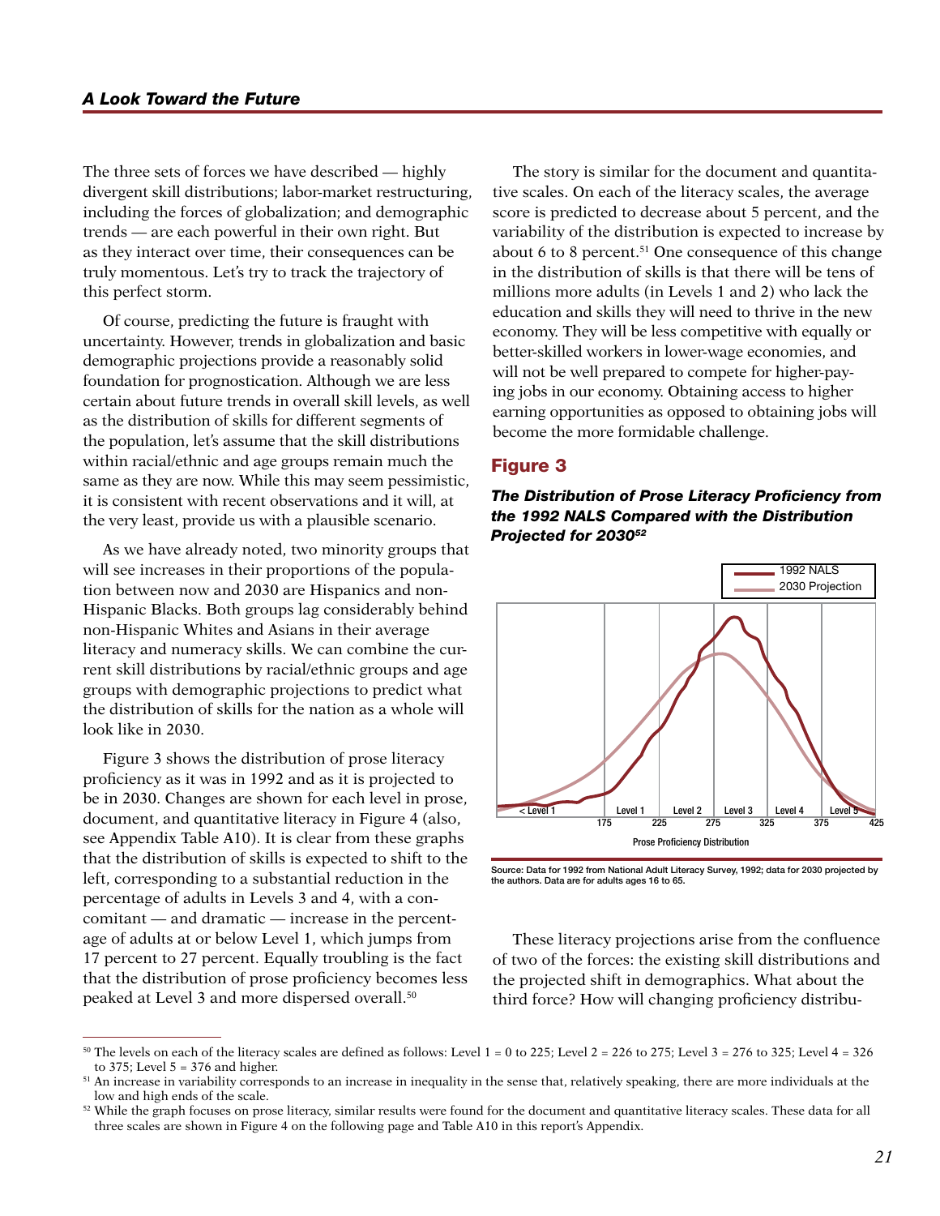The three sets of forces we have described — highly divergent skill distributions; labor-market restructuring, including the forces of globalization; and demographic trends — are each powerful in their own right. But as they interact over time, their consequences can be truly momentous. Let's try to track the trajectory of this perfect storm.

Of course, predicting the future is fraught with uncertainty. However, trends in globalization and basic demographic projections provide a reasonably solid foundation for prognostication. Although we are less certain about future trends in overall skill levels, as well as the distribution of skills for different segments of the population, let's assume that the skill distributions within racial/ethnic and age groups remain much the same as they are now. While this may seem pessimistic, it is consistent with recent observations and it will, at the very least, provide us with a plausible scenario.

As we have already noted, two minority groups that will see increases in their proportions of the population between now and 2030 are Hispanics and non-Hispanic Blacks. Both groups lag considerably behind non-Hispanic Whites and Asians in their average literacy and numeracy skills. We can combine the current skill distributions by racial/ethnic groups and age groups with demographic projections to predict what the distribution of skills for the nation as a whole will look like in 2030.

Figure 3 shows the distribution of prose literacy proficiency as it was in 1992 and as it is projected to be in 2030. Changes are shown for each level in prose, document, and quantitative literacy in Figure 4 (also, see Appendix Table A10). It is clear from these graphs that the distribution of skills is expected to shift to the left, corresponding to a substantial reduction in the percentage of adults in Levels 3 and 4, with a concomitant — and dramatic — increase in the percentage of adults at or below Level 1, which jumps from 17 percent to 27 percent. Equally troubling is the fact that the distribution of prose proficiency becomes less peaked at Level 3 and more dispersed overall.[50]

The story is similar for the document and quantitative scales. On each of the literacy scales, the average score is predicted to decrease about 5 percent, and the variability of the distribution is expected to increase by about 6 to 8 percent.[51] One consequence of this change in the distribution of skills is that there will be tens of millions more adults (in Levels 1 and 2) who lack the education and skills they will need to thrive in the new economy. They will be less competitive with equally or better-skilled workers in lower-wage economies, and will not be well prepared to compete for higher-paying jobs in our economy. Obtaining access to higher earning opportunities as opposed to obtaining jobs will become the more formidable challenge.

## Figure 3

***The Distribution of Prose Literacy Proficiency from the 1992 NALS Compared with the Distribution Projected for 2030[52]***

Source: Data for 1992 from National Adult Literacy Survey, 1992; data for 2030 projected by the authors. Data are for adults ages 16 to 65.

These literacy projections arise from the confluence of two of the forces: the existing skill distributions and the projected shift in demographics. What about the third force? How will changing proficiency distribu-

---

[50] The levels on each of the literacy scales are defined as follows: Level 1 = 0 to 225; Level 2 = 226 to 275; Level 3 = 276 to 325; Level 4 = 326 to 375; Level 5 = 376 and higher.

[51] An increase in variability corresponds to an increase in inequality in the sense that, relatively speaking, there are more individuals at the low and high ends of the scale.

[52] While the graph focuses on prose literacy, similar results were found for the document and quantitative literacy scales. These data for all three scales are shown in Figure 4 on the following page and Table A10 in this report's Appendix.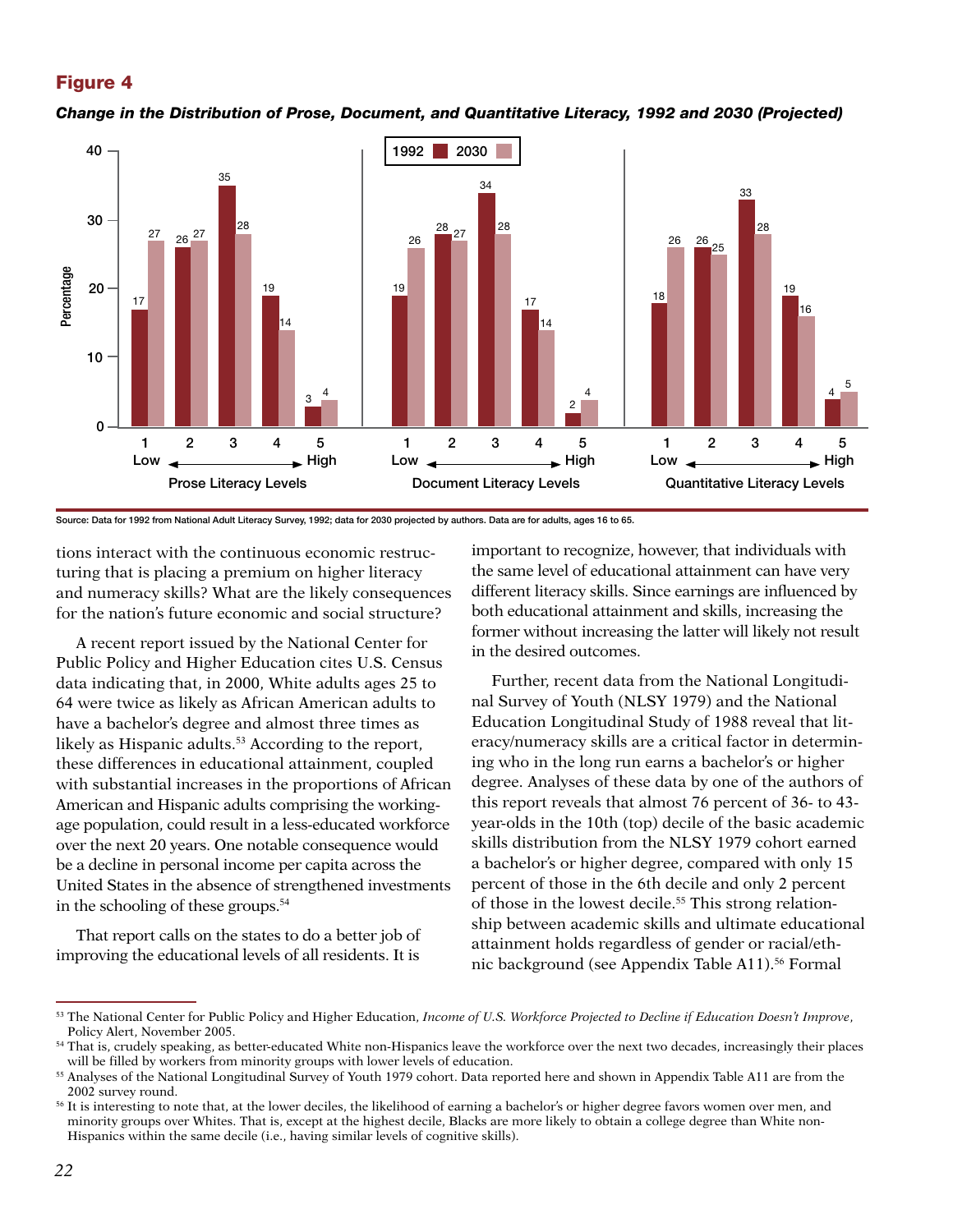## Figure 4

***Change in the Distribution of Prose, Document, and Quantitative Literacy, 1992 and 2030 (Projected)***

| Literacy Level | Prose 1992 | Prose 2030 | Document 1992 | Document 2030 | Quantitative 1992 | Quantitative 2030 |
|---|---|---|---|---|---|---|
| 1 (Low) | 17 | 27 | 19 | 26 | 18 | 26 |
| 2 | 26 | 27 | 28 | 27 | 26 | 25 |
| 3 | 35 | 28 | 34 | 28 | 33 | 28 |
| 4 | 19 | 14 | 17 | 14 | 19 | 16 |
| 5 (High) | 3 | 4 | 2 | 4 | 4 | 5 |

Source: Data for 1992 from National Adult Literacy Survey, 1992; data for 2030 projected by authors. Data are for adults, ages 16 to 65.

tions interact with the continuous economic restructuring that is placing a premium on higher literacy and numeracy skills? What are the likely consequences for the nation's future economic and social structure?

A recent report issued by the National Center for Public Policy and Higher Education cites U.S. Census data indicating that, in 2000, White adults ages 25 to 64 were twice as likely as African American adults to have a bachelor's degree and almost three times as likely as Hispanic adults.[53] According to the report, these differences in educational attainment, coupled with substantial increases in the proportions of African American and Hispanic adults comprising the working-age population, could result in a less-educated workforce over the next 20 years. One notable consequence would be a decline in personal income per capita across the United States in the absence of strengthened investments in the schooling of these groups.[54]

That report calls on the states to do a better job of improving the educational levels of all residents. It is important to recognize, however, that individuals with the same level of educational attainment can have very different literacy skills. Since earnings are influenced by both educational attainment and skills, increasing the former without increasing the latter will likely not result in the desired outcomes.

Further, recent data from the National Longitudinal Survey of Youth (NLSY 1979) and the National Education Longitudinal Study of 1988 reveal that literacy/numeracy skills are a critical factor in determining who in the long run earns a bachelor's or higher degree. Analyses of these data by one of the authors of this report reveals that almost 76 percent of 36- to 43-year-olds in the 10th (top) decile of the basic academic skills distribution from the NLSY 1979 cohort earned a bachelor's or higher degree, compared with only 15 percent of those in the 6th decile and only 2 percent of those in the lowest decile.[55] This strong relationship between academic skills and ultimate educational attainment holds regardless of gender or racial/ethnic background (see Appendix Table A11).[56] Formal

---

[53] The National Center for Public Policy and Higher Education, *Income of U.S. Workforce Projected to Decline if Education Doesn't Improve*, Policy Alert, November 2005.

[54] That is, crudely speaking, as better-educated White non-Hispanics leave the workforce over the next two decades, increasingly their places will be filled by workers from minority groups with lower levels of education.

[55] Analyses of the National Longitudinal Survey of Youth 1979 cohort. Data reported here and shown in Appendix Table A11 are from the 2002 survey round.

[56] It is interesting to note that, at the lower deciles, the likelihood of earning a bachelor's or higher degree favors women over men, and minority groups over Whites. That is, except at the highest decile, Blacks are more likely to obtain a college degree than White non-Hispanics within the same decile (i.e., having similar levels of cognitive skills).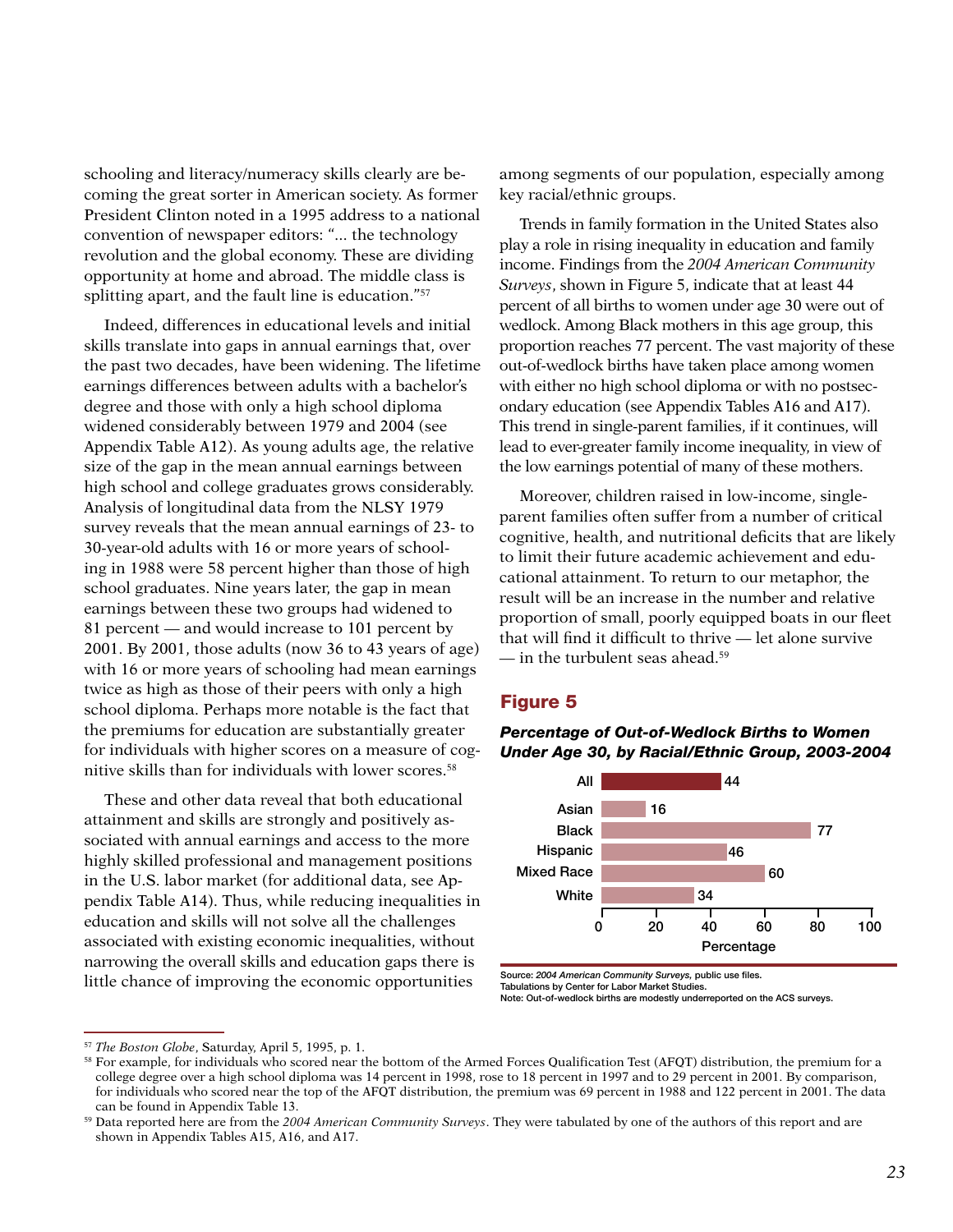schooling and literacy/numeracy skills clearly are becoming the great sorter in American society. As former President Clinton noted in a 1995 address to a national convention of newspaper editors: "... the technology revolution and the global economy. These are dividing opportunity at home and abroad. The middle class is splitting apart, and the fault line is education."[57]

Indeed, differences in educational levels and initial skills translate into gaps in annual earnings that, over the past two decades, have been widening. The lifetime earnings differences between adults with a bachelor's degree and those with only a high school diploma widened considerably between 1979 and 2004 (see Appendix Table A12). As young adults age, the relative size of the gap in the mean annual earnings between high school and college graduates grows considerably. Analysis of longitudinal data from the NLSY 1979 survey reveals that the mean annual earnings of 23- to 30-year-old adults with 16 or more years of schooling in 1988 were 58 percent higher than those of high school graduates. Nine years later, the gap in mean earnings between these two groups had widened to 81 percent — and would increase to 101 percent by 2001. By 2001, those adults (now 36 to 43 years of age) with 16 or more years of schooling had mean earnings twice as high as those of their peers with only a high school diploma. Perhaps more notable is the fact that the premiums for education are substantially greater for individuals with higher scores on a measure of cognitive skills than for individuals with lower scores.[58]

These and other data reveal that both educational attainment and skills are strongly and positively associated with annual earnings and access to the more highly skilled professional and management positions in the U.S. labor market (for additional data, see Appendix Table A14). Thus, while reducing inequalities in education and skills will not solve all the challenges associated with existing economic inequalities, without narrowing the overall skills and education gaps there is little chance of improving the economic opportunities among segments of our population, especially among key racial/ethnic groups.

Trends in family formation in the United States also play a role in rising inequality in education and family income. Findings from the *2004 American Community Surveys*, shown in Figure 5, indicate that at least 44 percent of all births to women under age 30 were out of wedlock. Among Black mothers in this age group, this proportion reaches 77 percent. The vast majority of these out-of-wedlock births have taken place among women with either no high school diploma or with no postsecondary education (see Appendix Tables A16 and A17). This trend in single-parent families, if it continues, will lead to ever-greater family income inequality, in view of the low earnings potential of many of these mothers.

Moreover, children raised in low-income, single-parent families often suffer from a number of critical cognitive, health, and nutritional deficits that are likely to limit their future academic achievement and educational attainment. To return to our metaphor, the result will be an increase in the number and relative proportion of small, poorly equipped boats in our fleet that will find it difficult to thrive — let alone survive — in the turbulent seas ahead.[59]

## Figure 5

***Percentage of Out-of-Wedlock Births to Women Under Age 30, by Racial/Ethnic Group, 2003-2004***

| Group | Percentage |
|---|---|
| All | 44 |
| Asian | 16 |
| Black | 77 |
| Hispanic | 46 |
| Mixed Race | 60 |
| White | 34 |

Source: *2004 American Community Surveys*, public use files.
Tabulations by Center for Labor Market Studies.
Note: Out-of-wedlock births are modestly underreported on the ACS surveys.

---

[57] *The Boston Globe*, Saturday, April 5, 1995, p. 1.

[58] For example, for individuals who scored near the bottom of the Armed Forces Qualification Test (AFQT) distribution, the premium for a college degree over a high school diploma was 14 percent in 1998, rose to 18 percent in 1997 and to 29 percent in 2001. By comparison, for individuals who scored near the top of the AFQT distribution, the premium was 69 percent in 1988 and 122 percent in 2001. The data can be found in Appendix Table 13.

[59] Data reported here are from the *2004 American Community Surveys*. They were tabulated by one of the authors of this report and are shown in Appendix Tables A15, A16, and A17.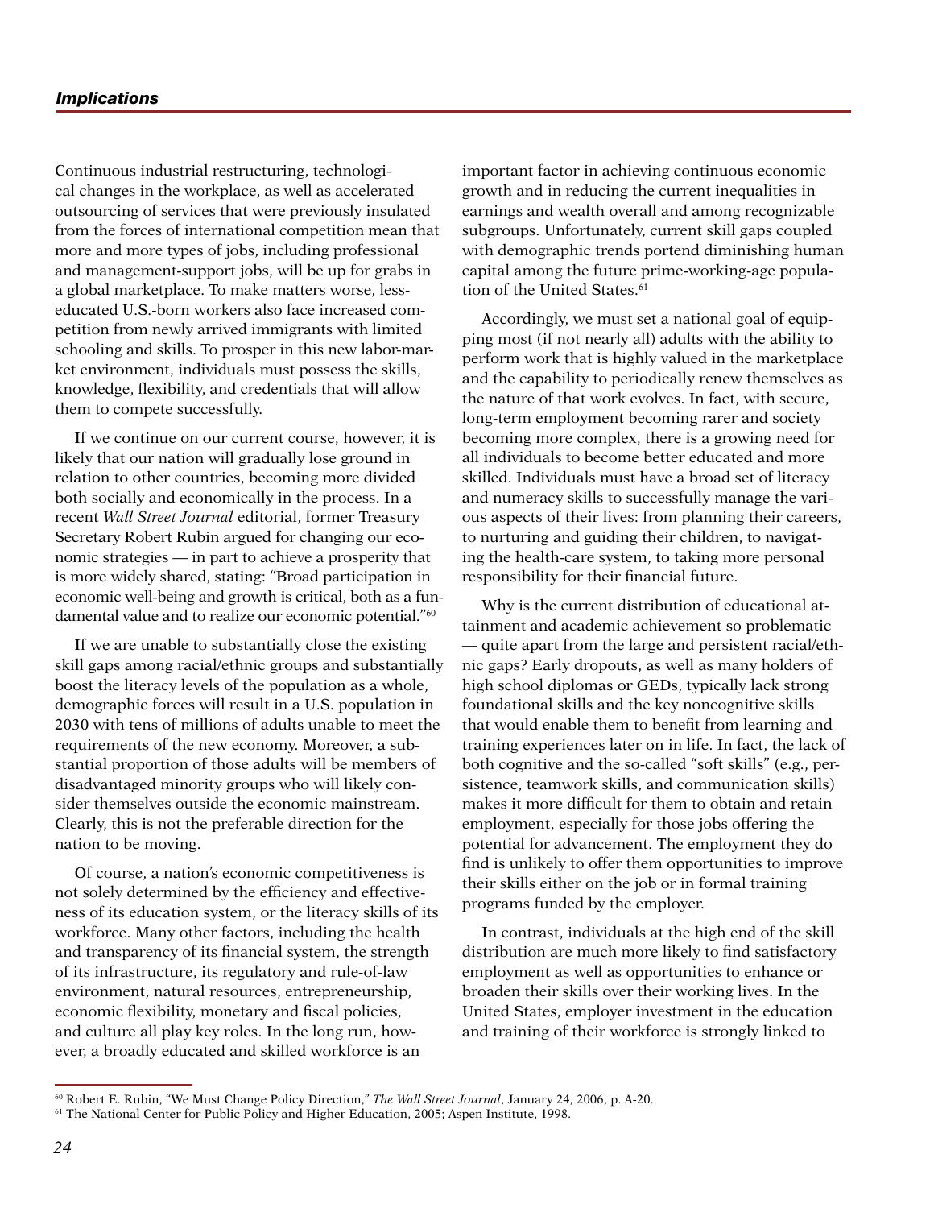Continuous industrial restructuring, technological changes in the workplace, as well as accelerated outsourcing of services that were previously insulated from the forces of international competition mean that more and more types of jobs, including professional and management-support jobs, will be up for grabs in a global marketplace. To make matters worse, less-educated U.S.-born workers also face increased competition from newly arrived immigrants with limited schooling and skills. To prosper in this new labor-market environment, individuals must possess the skills, knowledge, flexibility, and credentials that will allow them to compete successfully.

If we continue on our current course, however, it is likely that our nation will gradually lose ground in relation to other countries, becoming more divided both socially and economically in the process. In a recent *Wall Street Journal* editorial, former Treasury Secretary Robert Rubin argued for changing our economic strategies — in part to achieve a prosperity that is more widely shared, stating: "Broad participation in economic well-being and growth is critical, both as a fundamental value and to realize our economic potential."[60]

If we are unable to substantially close the existing skill gaps among racial/ethnic groups and substantially boost the literacy levels of the population as a whole, demographic forces will result in a U.S. population in 2030 with tens of millions of adults unable to meet the requirements of the new economy. Moreover, a substantial proportion of those adults will be members of disadvantaged minority groups who will likely consider themselves outside the economic mainstream. Clearly, this is not the preferable direction for the nation to be moving.

Of course, a nation's economic competitiveness is not solely determined by the efficiency and effectiveness of its education system, or the literacy skills of its workforce. Many other factors, including the health and transparency of its financial system, the strength of its infrastructure, its regulatory and rule-of-law environment, natural resources, entrepreneurship, economic flexibility, monetary and fiscal policies, and culture all play key roles. In the long run, however, a broadly educated and skilled workforce is an important factor in achieving continuous economic growth and in reducing the current inequalities in earnings and wealth overall and among recognizable subgroups. Unfortunately, current skill gaps coupled with demographic trends portend diminishing human capital among the future prime-working-age population of the United States.[61]

Accordingly, we must set a national goal of equipping most (if not nearly all) adults with the ability to perform work that is highly valued in the marketplace and the capability to periodically renew themselves as the nature of that work evolves. In fact, with secure, long-term employment becoming rarer and society becoming more complex, there is a growing need for all individuals to become better educated and more skilled. Individuals must have a broad set of literacy and numeracy skills to successfully manage the various aspects of their lives: from planning their careers, to nurturing and guiding their children, to navigating the health-care system, to taking more personal responsibility for their financial future.

Why is the current distribution of educational attainment and academic achievement so problematic — quite apart from the large and persistent racial/ethnic gaps? Early dropouts, as well as many holders of high school diplomas or GEDs, typically lack strong foundational skills and the key noncognitive skills that would enable them to benefit from learning and training experiences later on in life. In fact, the lack of both cognitive and the so-called "soft skills" (e.g., persistence, teamwork skills, and communication skills) makes it more difficult for them to obtain and retain employment, especially for those jobs offering the potential for advancement. The employment they do find is unlikely to offer them opportunities to improve their skills either on the job or in formal training programs funded by the employer.

In contrast, individuals at the high end of the skill distribution are much more likely to find satisfactory employment as well as opportunities to enhance or broaden their skills over their working lives. In the United States, employer investment in the education and training of their workforce is strongly linked to

---

[60] Robert E. Rubin, "We Must Change Policy Direction," *The Wall Street Journal*, January 24, 2006, p. A-20.

[61] The National Center for Public Policy and Higher Education, 2005; Aspen Institute, 1998.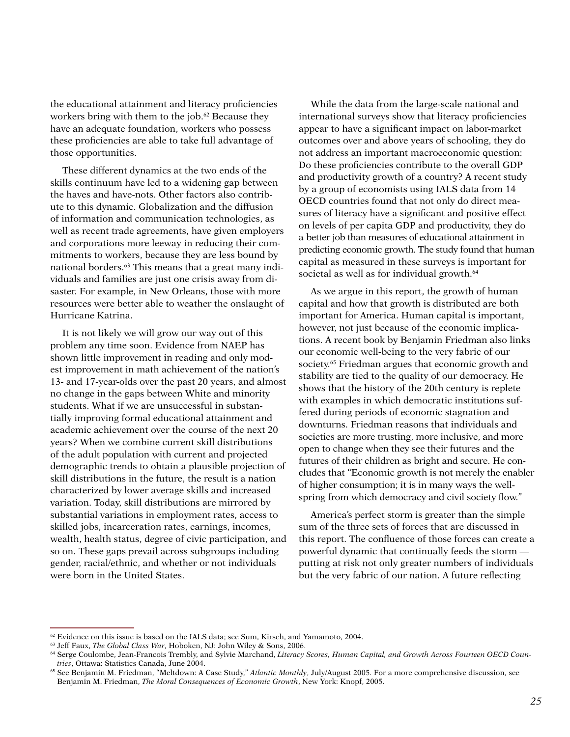the educational attainment and literacy proficiencies workers bring with them to the job.[62] Because they have an adequate foundation, workers who possess these proficiencies are able to take full advantage of those opportunities.

These different dynamics at the two ends of the skills continuum have led to a widening gap between the haves and have-nots. Other factors also contribute to this dynamic. Globalization and the diffusion of information and communication technologies, as well as recent trade agreements, have given employers and corporations more leeway in reducing their commitments to workers, because they are less bound by national borders.[63] This means that a great many individuals and families are just one crisis away from disaster. For example, in New Orleans, those with more resources were better able to weather the onslaught of Hurricane Katrina.

It is not likely we will grow our way out of this problem any time soon. Evidence from NAEP has shown little improvement in reading and only modest improvement in math achievement of the nation's 13- and 17-year-olds over the past 20 years, and almost no change in the gaps between White and minority students. What if we are unsuccessful in substantially improving formal educational attainment and academic achievement over the course of the next 20 years? When we combine current skill distributions of the adult population with current and projected demographic trends to obtain a plausible projection of skill distributions in the future, the result is a nation characterized by lower average skills and increased variation. Today, skill distributions are mirrored by substantial variations in employment rates, access to skilled jobs, incarceration rates, earnings, incomes, wealth, health status, degree of civic participation, and so on. These gaps prevail across subgroups including gender, racial/ethnic, and whether or not individuals were born in the United States.

While the data from the large-scale national and international surveys show that literacy proficiencies appear to have a significant impact on labor-market outcomes over and above years of schooling, they do not address an important macroeconomic question: Do these proficiencies contribute to the overall GDP and productivity growth of a country? A recent study by a group of economists using IALS data from 14 OECD countries found that not only do direct measures of literacy have a significant and positive effect on levels of per capita GDP and productivity, they do a better job than measures of educational attainment in predicting economic growth. The study found that human capital as measured in these surveys is important for societal as well as for individual growth.[64]

As we argue in this report, the growth of human capital and how that growth is distributed are both important for America. Human capital is important, however, not just because of the economic implications. A recent book by Benjamin Friedman also links our economic well-being to the very fabric of our society.[65] Friedman argues that economic growth and stability are tied to the quality of our democracy. He shows that the history of the 20th century is replete with examples in which democratic institutions suffered during periods of economic stagnation and downturns. Friedman reasons that individuals and societies are more trusting, more inclusive, and more open to change when they see their futures and the futures of their children as bright and secure. He concludes that "Economic growth is not merely the enabler of higher consumption; it is in many ways the wellspring from which democracy and civil society flow."

America's perfect storm is greater than the simple sum of the three sets of forces that are discussed in this report. The confluence of those forces can create a powerful dynamic that continually feeds the storm — putting at risk not only greater numbers of individuals but the very fabric of our nation. A future reflecting

---

[62] Evidence on this issue is based on the IALS data; see Sum, Kirsch, and Yamamoto, 2004.

[63] Jeff Faux, *The Global Class War*, Hoboken, NJ: John Wiley & Sons, 2006.

[64] Serge Coulombe, Jean-Francois Trembly, and Sylvie Marchand, *Literacy Scores, Human Capital, and Growth Across Fourteen OECD Countries*, Ottawa: Statistics Canada, June 2004.

[65] See Benjamin M. Friedman, "Meltdown: A Case Study," *Atlantic Monthly*, July/August 2005. For a more comprehensive discussion, see Benjamin M. Friedman, *The Moral Consequences of Economic Growth*, New York: Knopf, 2005.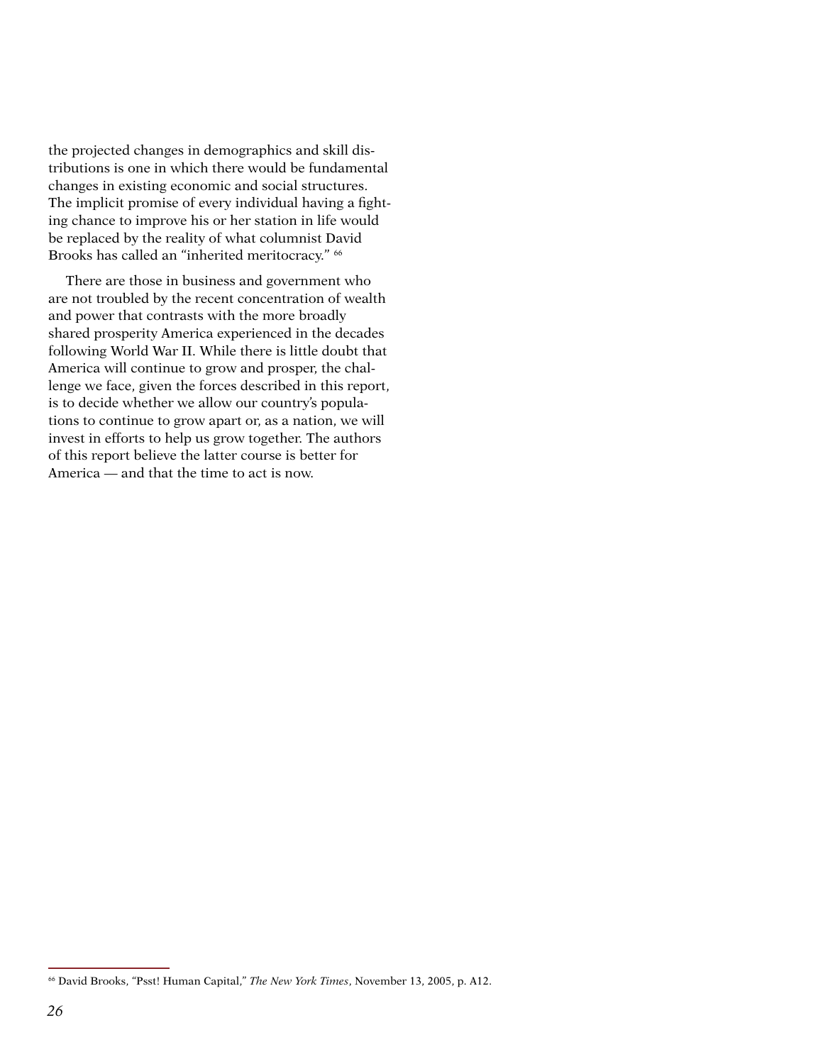the projected changes in demographics and skill distributions is one in which there would be fundamental changes in existing economic and social structures. The implicit promise of every individual having a fighting chance to improve his or her station in life would be replaced by the reality of what columnist David Brooks has called an "inherited meritocracy." [66]

There are those in business and government who are not troubled by the recent concentration of wealth and power that contrasts with the more broadly shared prosperity America experienced in the decades following World War II. While there is little doubt that America will continue to grow and prosper, the challenge we face, given the forces described in this report, is to decide whether we allow our country's populations to continue to grow apart or, as a nation, we will invest in efforts to help us grow together. The authors of this report believe the latter course is better for America — and that the time to act is now.

---

[66] David Brooks, "Psst! Human Capital," *The New York Times*, November 13, 2005, p. A12.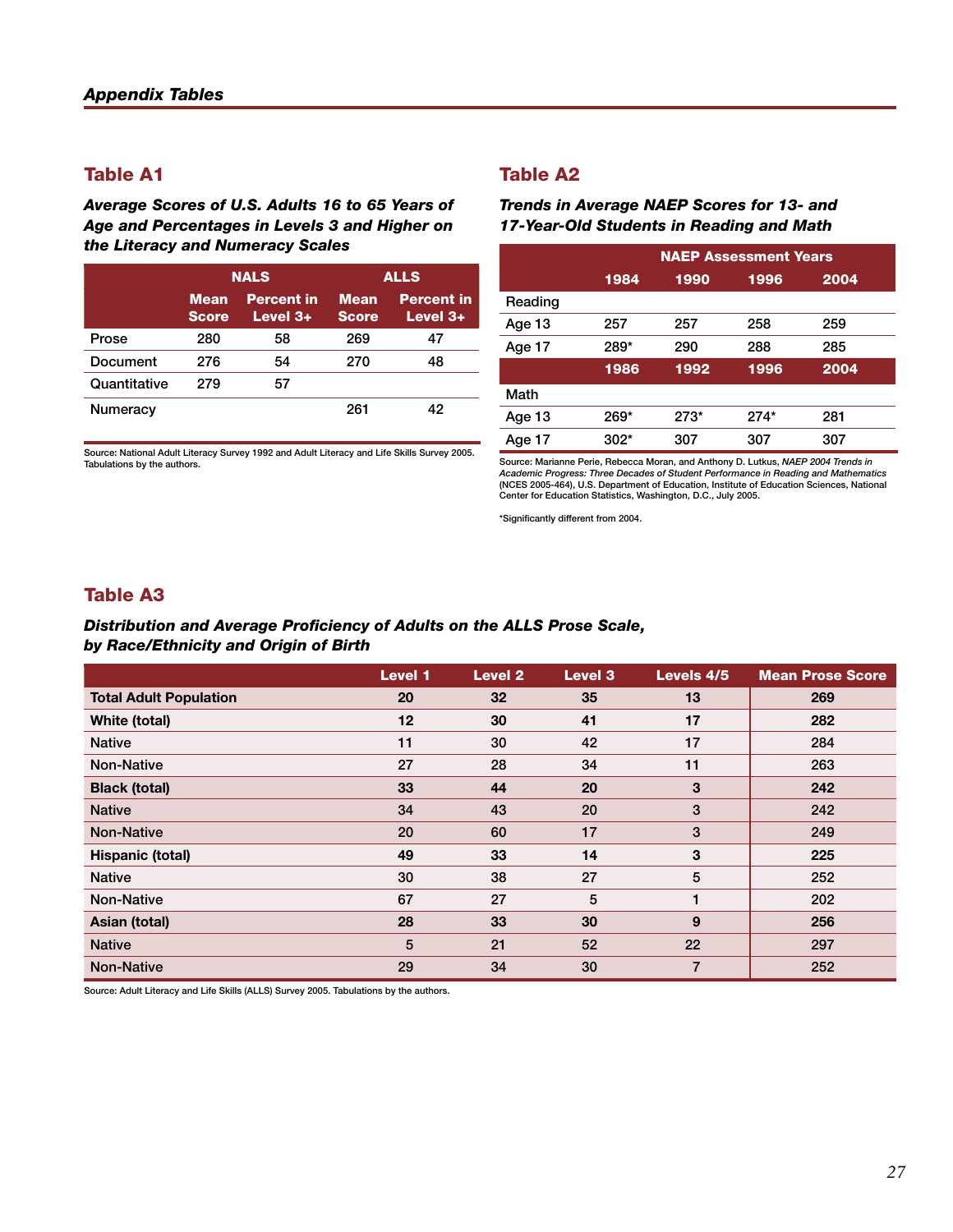## Appendix Tables

### Table A1

***Average Scores of U.S. Adults 16 to 65 Years of Age and Percentages in Levels 3 and Higher on the Literacy and Numeracy Scales***

| | NALS | | ALLS | |
|---|---|---|---|---|
| | Mean Score | Percent in Level 3+ | Mean Score | Percent in Level 3+ |
| Prose | 280 | 58 | 269 | 47 |
| Document | 276 | 54 | 270 | 48 |
| Quantitative | 279 | 57 | | |
| Numeracy | | | 261 | 42 |

Source: National Adult Literacy Survey 1992 and Adult Literacy and Life Skills Survey 2005. Tabulations by the authors.

### Table A2

***Trends in Average NAEP Scores for 13- and 17-Year-Old Students in Reading and Math***

| | NAEP Assessment Years | | | |
|---|---|---|---|---|
| | 1984 | 1990 | 1996 | 2004 |
| Reading | | | | |
| Age 13 | 257 | 257 | 258 | 259 |
| Age 17 | 289* | 290 | 288 | 285 |
| | 1986 | 1992 | 1996 | 2004 |
| Math | | | | |
| Age 13 | 269* | 273* | 274* | 281 |
| Age 17 | 302* | 307 | 307 | 307 |

Source: Marianne Perie, Rebecca Moran, and Anthony D. Lutkus, *NAEP 2004 Trends in Academic Progress: Three Decades of Student Performance in Reading and Mathematics* (NCES 2005-464), U.S. Department of Education, Institute of Education Sciences, National Center for Education Statistics, Washington, D.C., July 2005.

*Significantly different from 2004.

### Table A3

***Distribution and Average Proficiency of Adults on the ALLS Prose Scale, by Race/Ethnicity and Origin of Birth***

| | Level 1 | Level 2 | Level 3 | Levels 4/5 | Mean Prose Score |
|---|---|---|---|---|---|
| **Total Adult Population** | **20** | **32** | **35** | **13** | **269** |
| **White (total)** | **12** | **30** | **41** | **17** | **282** |
| Native | 11 | 30 | 42 | 17 | 284 |
| Non-Native | 27 | 28 | 34 | 11 | 263 |
| **Black (total)** | **33** | **44** | **20** | **3** | **242** |
| Native | 34 | 43 | 20 | 3 | 242 |
| Non-Native | 20 | 60 | 17 | 3 | 249 |
| **Hispanic (total)** | **49** | **33** | **14** | **3** | **225** |
| Native | 30 | 38 | 27 | 5 | 252 |
| Non-Native | 67 | 27 | 5 | 1 | 202 |
| **Asian (total)** | **28** | **33** | **30** | **9** | **256** |
| Native | 5 | 21 | 52 | 22 | 297 |
| Non-Native | 29 | 34 | 30 | 7 | 252 |

Source: Adult Literacy and Life Skills (ALLS) Survey 2005. Tabulations by the authors.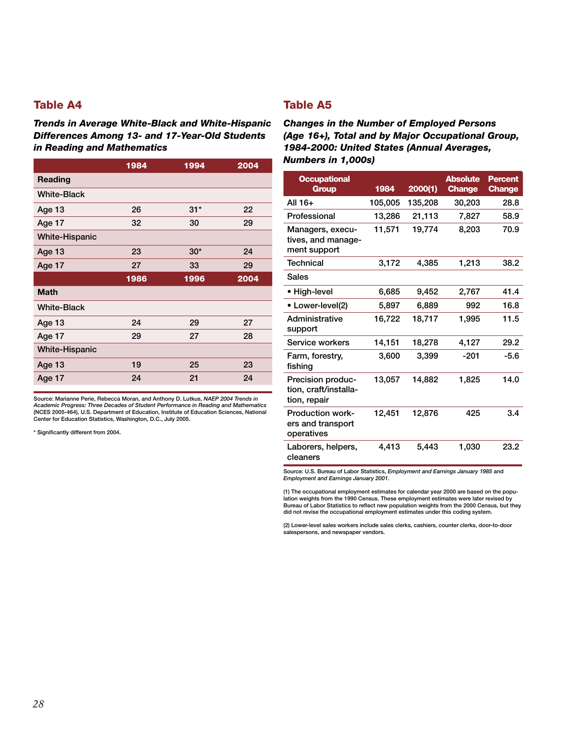## Table A4

***Trends in Average White-Black and White-Hispanic Differences Among 13- and 17-Year-Old Students in Reading and Mathematics***

| | 1984 | 1994 | 2004 |
|---|---|---|---|
| **Reading** | | | |
| White-Black | | | |
| Age 13 | 26 | 31* | 22 |
| Age 17 | 32 | 30 | 29 |
| White-Hispanic | | | |
| Age 13 | 23 | 30* | 24 |
| Age 17 | 27 | 33 | 29 |
| | **1986** | **1996** | **2004** |
| **Math** | | | |
| White-Black | | | |
| Age 13 | 24 | 29 | 27 |
| Age 17 | 29 | 27 | 28 |
| White-Hispanic | | | |
| Age 13 | 19 | 25 | 23 |
| Age 17 | 24 | 21 | 24 |

Source: Marianne Perie, Rebecca Moran, and Anthony D. Lutkus, *NAEP 2004 Trends in Academic Progress: Three Decades of Student Performance in Reading and Mathematics* (NCES 2005-464), U.S. Department of Education, Institute of Education Sciences, National Center for Education Statistics, Washington, D.C., July 2005.

* Significantly different from 2004.

## Table A5

***Changes in the Number of Employed Persons (Age 16+), Total and by Major Occupational Group, 1984-2000: United States (Annual Averages, Numbers in 1,000s)***

| Occupational Group | 1984 | 2000(1) | Absolute Change | Percent Change |
|---|---|---|---|---|
| All 16+ | 105,005 | 135,208 | 30,203 | 28.8 |
| Professional | 13,286 | 21,113 | 7,827 | 58.9 |
| Managers, executives, and management support | 11,571 | 19,774 | 8,203 | 70.9 |
| Technical | 3,172 | 4,385 | 1,213 | 38.2 |
| Sales | | | | |
| • High-level | 6,685 | 9,452 | 2,767 | 41.4 |
| • Lower-level(2) | 5,897 | 6,889 | 992 | 16.8 |
| Administrative support | 16,722 | 18,717 | 1,995 | 11.5 |
| Service workers | 14,151 | 18,278 | 4,127 | 29.2 |
| Farm, forestry, fishing | 3,600 | 3,399 | -201 | -5.6 |
| Precision production, craft/installation, repair | 13,057 | 14,882 | 1,825 | 14.0 |
| Production workers and transport operatives | 12,451 | 12,876 | 425 | 3.4 |
| Laborers, helpers, cleaners | 4,413 | 5,443 | 1,030 | 23.2 |

Source: U.S. Bureau of Labor Statistics, *Employment and Earnings January 1985* and *Employment and Earnings January 2001*.

(1) The occupational employment estimates for calendar year 2000 are based on the population weights from the 1990 Census. These employment estimates were later revised by Bureau of Labor Statistics to reflect new population weights from the 2000 Census, but they did not revise the occupational employment estimates under this coding system.

(2) Lower-level sales workers include sales clerks, cashiers, counter clerks, door-to-door salespersons, and newspaper vendors.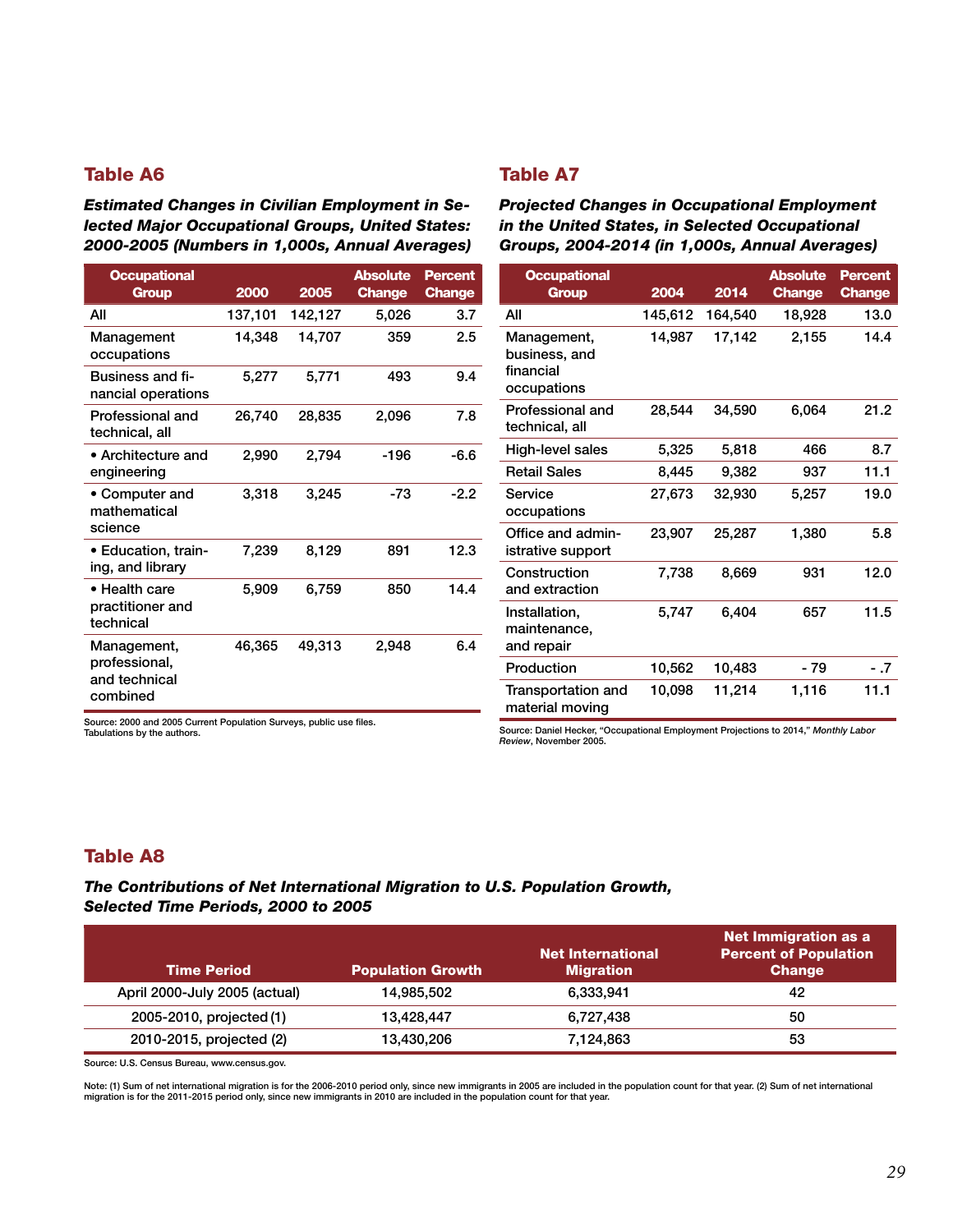## Table A6

***Estimated Changes in Civilian Employment in Selected Major Occupational Groups, United States: 2000-2005 (Numbers in 1,000s, Annual Averages)***

| Occupational Group | 2000 | 2005 | Absolute Change | Percent Change |
|---|---|---|---|---|
| All | 137,101 | 142,127 | 5,026 | 3.7 |
| Management occupations | 14,348 | 14,707 | 359 | 2.5 |
| Business and financial operations | 5,277 | 5,771 | 493 | 9.4 |
| Professional and technical, all | 26,740 | 28,835 | 2,096 | 7.8 |
| • Architecture and engineering | 2,990 | 2,794 | -196 | -6.6 |
| • Computer and mathematical science | 3,318 | 3,245 | -73 | -2.2 |
| • Education, training, and library | 7,239 | 8,129 | 891 | 12.3 |
| • Health care practitioner and technical | 5,909 | 6,759 | 850 | 14.4 |
| Management, professional, and technical combined | 46,365 | 49,313 | 2,948 | 6.4 |

Source: 2000 and 2005 Current Population Surveys, public use files. Tabulations by the authors.

## Table A7

***Projected Changes in Occupational Employment in the United States, in Selected Occupational Groups, 2004-2014 (in 1,000s, Annual Averages)***

| Occupational Group | 2004 | 2014 | Absolute Change | Percent Change |
|---|---|---|---|---|
| All | 145,612 | 164,540 | 18,928 | 13.0 |
| Management, business, and financial occupations | 14,987 | 17,142 | 2,155 | 14.4 |
| Professional and technical, all | 28,544 | 34,590 | 6,064 | 21.2 |
| High-level sales | 5,325 | 5,818 | 466 | 8.7 |
| Retail Sales | 8,445 | 9,382 | 937 | 11.1 |
| Service occupations | 27,673 | 32,930 | 5,257 | 19.0 |
| Office and administrative support | 23,907 | 25,287 | 1,380 | 5.8 |
| Construction and extraction | 7,738 | 8,669 | 931 | 12.0 |
| Installation, maintenance, and repair | 5,747 | 6,404 | 657 | 11.5 |
| Production | 10,562 | 10,483 | - 79 | - .7 |
| Transportation and material moving | 10,098 | 11,214 | 1,116 | 11.1 |

Source: Daniel Hecker, "Occupational Employment Projections to 2014," *Monthly Labor Review*, November 2005.

## Table A8

***The Contributions of Net International Migration to U.S. Population Growth, Selected Time Periods, 2000 to 2005***

| Time Period | Population Growth | Net International Migration | Net Immigration as a Percent of Population Change |
|---|---|---|---|
| April 2000-July 2005 (actual) | 14,985,502 | 6,333,941 | 42 |
| 2005-2010, projected (1) | 13,428,447 | 6,727,438 | 50 |
| 2010-2015, projected (2) | 13,430,206 | 7,124,863 | 53 |

Source: U.S. Census Bureau, www.census.gov.

Note: (1) Sum of net international migration is for the 2006-2010 period only, since new immigrants in 2005 are included in the population count for that year. (2) Sum of net international migration is for the 2011-2015 period only, since new immigrants in 2010 are included in the population count for that year.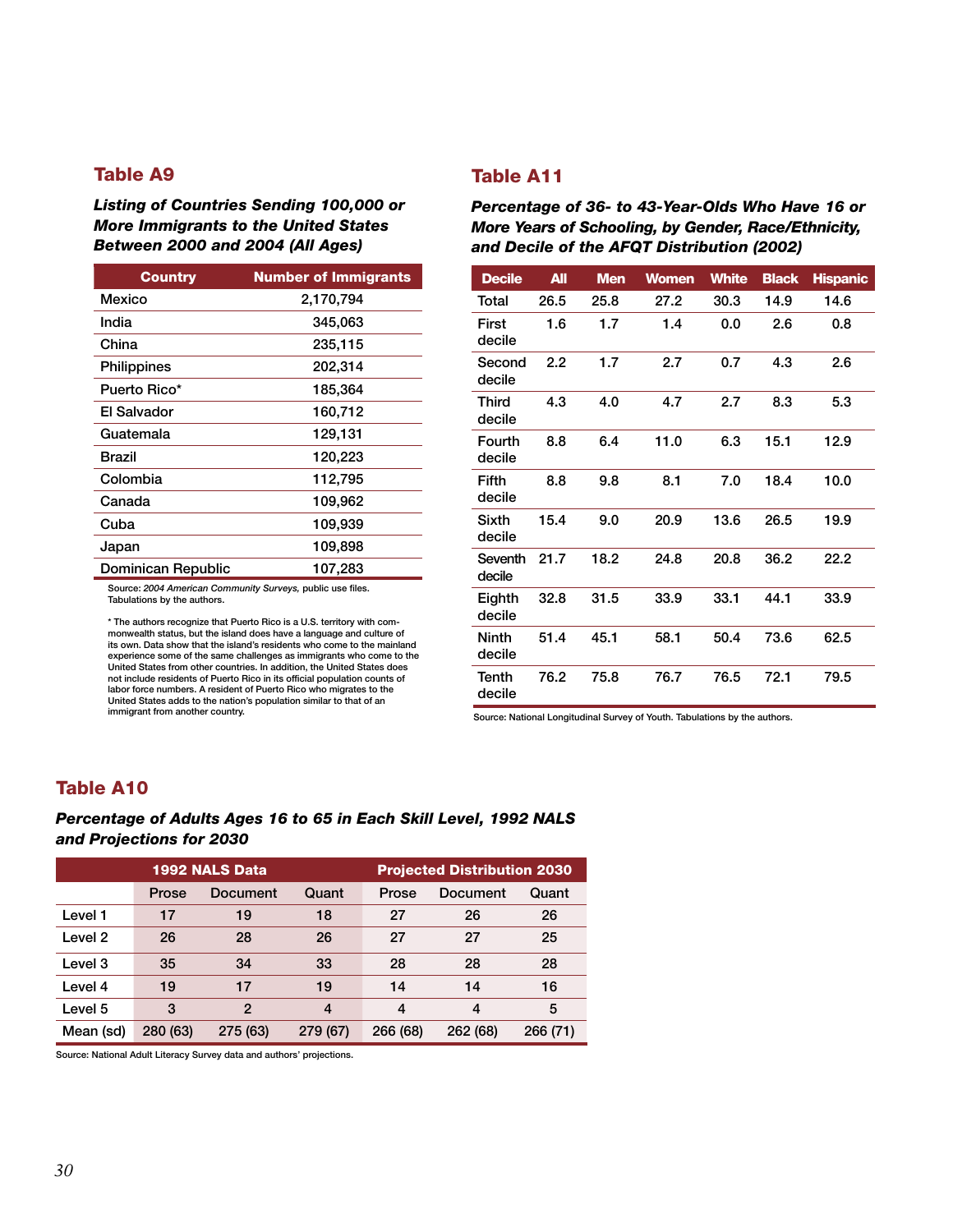## Table A9

***Listing of Countries Sending 100,000 or More Immigrants to the United States Between 2000 and 2004 (All Ages)***

| Country | Number of Immigrants |
|---|---|
| Mexico | 2,170,794 |
| India | 345,063 |
| China | 235,115 |
| Philippines | 202,314 |
| Puerto Rico* | 185,364 |
| El Salvador | 160,712 |
| Guatemala | 129,131 |
| Brazil | 120,223 |
| Colombia | 112,795 |
| Canada | 109,962 |
| Cuba | 109,939 |
| Japan | 109,898 |
| Dominican Republic | 107,283 |

Source: *2004 American Community Surveys,* public use files. Tabulations by the authors.

* The authors recognize that Puerto Rico is a U.S. territory with commonwealth status, but the island does have a language and culture of its own. Data show that the island's residents who come to the mainland experience some of the same challenges as immigrants who come to the United States from other countries. In addition, the United States does not include residents of Puerto Rico in its official population counts of labor force numbers. A resident of Puerto Rico who migrates to the United States adds to the nation's population similar to that of an immigrant from another country.

## Table A11

***Percentage of 36- to 43-Year-Olds Who Have 16 or More Years of Schooling, by Gender, Race/Ethnicity, and Decile of the AFQT Distribution (2002)***

| Decile | All | Men | Women | White | Black | Hispanic |
|---|---|---|---|---|---|---|
| Total | 26.5 | 25.8 | 27.2 | 30.3 | 14.9 | 14.6 |
| First decile | 1.6 | 1.7 | 1.4 | 0.0 | 2.6 | 0.8 |
| Second decile | 2.2 | 1.7 | 2.7 | 0.7 | 4.3 | 2.6 |
| Third decile | 4.3 | 4.0 | 4.7 | 2.7 | 8.3 | 5.3 |
| Fourth decile | 8.8 | 6.4 | 11.0 | 6.3 | 15.1 | 12.9 |
| Fifth decile | 8.8 | 9.8 | 8.1 | 7.0 | 18.4 | 10.0 |
| Sixth decile | 15.4 | 9.0 | 20.9 | 13.6 | 26.5 | 19.9 |
| Seventh decile | 21.7 | 18.2 | 24.8 | 20.8 | 36.2 | 22.2 |
| Eighth decile | 32.8 | 31.5 | 33.9 | 33.1 | 44.1 | 33.9 |
| Ninth decile | 51.4 | 45.1 | 58.1 | 50.4 | 73.6 | 62.5 |
| Tenth decile | 76.2 | 75.8 | 76.7 | 76.5 | 72.1 | 79.5 |

Source: National Longitudinal Survey of Youth. Tabulations by the authors.

## Table A10

***Percentage of Adults Ages 16 to 65 in Each Skill Level, 1992 NALS and Projections for 2030***

| | 1992 NALS Data | | | Projected Distribution 2030 | | |
|---|---|---|---|---|---|---|
| | Prose | Document | Quant | Prose | Document | Quant |
| Level 1 | 17 | 19 | 18 | 27 | 26 | 26 |
| Level 2 | 26 | 28 | 26 | 27 | 27 | 25 |
| Level 3 | 35 | 34 | 33 | 28 | 28 | 28 |
| Level 4 | 19 | 17 | 19 | 14 | 14 | 16 |
| Level 5 | 3 | 2 | 4 | 4 | 4 | 5 |
| Mean (sd) | 280 (63) | 275 (63) | 279 (67) | 266 (68) | 262 (68) | 266 (71) |

Source: National Adult Literacy Survey data and authors' projections.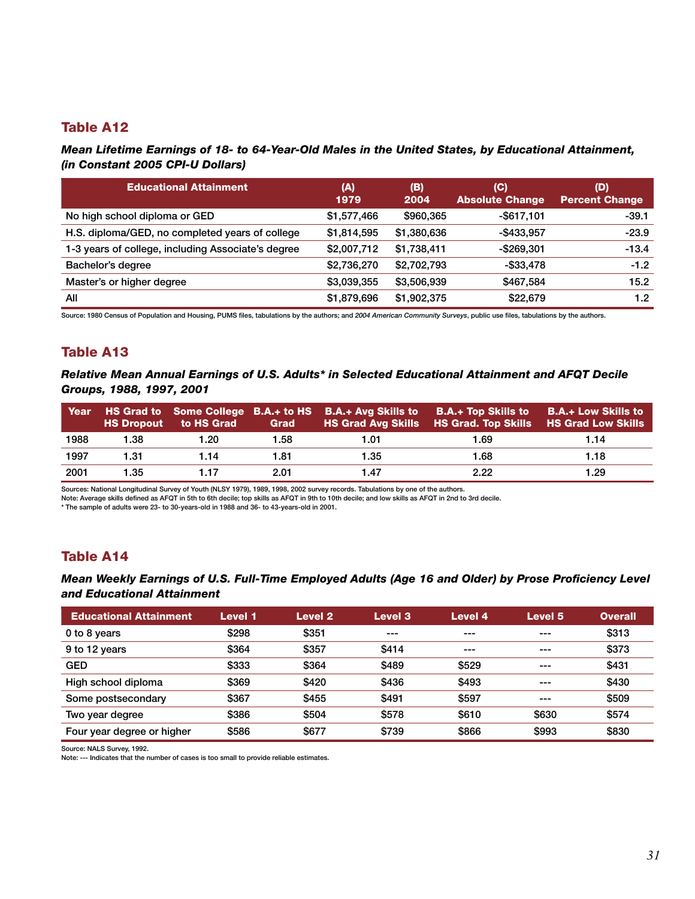## Table A12

***Mean Lifetime Earnings of 18- to 64-Year-Old Males in the United States, by Educational Attainment, (in Constant 2005 CPI-U Dollars)***

| Educational Attainment | (A) 1979 | (B) 2004 | (C) Absolute Change | (D) Percent Change |
|---|---|---|---|---|
| No high school diploma or GED | $1,577,466 | $960,365 | -$617,101 | -39.1 |
| H.S. diploma/GED, no completed years of college | $1,814,595 | $1,380,636 | -$433,957 | -23.9 |
| 1-3 years of college, including Associate's degree | $2,007,712 | $1,738,411 | -$269,301 | -13.4 |
| Bachelor's degree | $2,736,270 | $2,702,793 | -$33,478 | -1.2 |
| Master's or higher degree | $3,039,355 | $3,506,939 | $467,584 | 15.2 |
| All | $1,879,696 | $1,902,375 | $22,679 | 1.2 |

Source: 1980 Census of Population and Housing, PUMS files, tabulations by the authors; and *2004 American Community Surveys*, public use files, tabulations by the authors.

## Table A13

***Relative Mean Annual Earnings of U.S. Adults* in Selected Educational Attainment and AFQT Decile Groups, 1988, 1997, 2001***

| Year | HS Grad to HS Dropout | Some College to HS Grad | B.A.+ to HS Grad | B.A.+ Avg Skills to HS Grad Avg Skills | B.A.+ Top Skills to HS Grad. Top Skills | B.A.+ Low Skills to HS Grad Low Skills |
|---|---|---|---|---|---|---|
| 1988 | 1.38 | 1.20 | 1.58 | 1.01 | 1.69 | 1.14 |
| 1997 | 1.31 | 1.14 | 1.81 | 1.35 | 1.68 | 1.18 |
| 2001 | 1.35 | 1.17 | 2.01 | 1.47 | 2.22 | 1.29 |

Sources: National Longitudinal Survey of Youth (NLSY 1979), 1989, 1998, 2002 survey records. Tabulations by one of the authors.
Note: Average skills defined as AFQT in 5th to 6th decile; top skills as AFQT in 9th to 10th decile; and low skills as AFQT in 2nd to 3rd decile.
* The sample of adults were 23- to 30-years-old in 1988 and 36- to 43-years-old in 2001.

## Table A14

***Mean Weekly Earnings of U.S. Full-Time Employed Adults (Age 16 and Older) by Prose Proficiency Level and Educational Attainment***

| Educational Attainment | Level 1 | Level 2 | Level 3 | Level 4 | Level 5 | Overall |
|---|---|---|---|---|---|---|
| 0 to 8 years | $298 | $351 | --- | --- | --- | $313 |
| 9 to 12 years | $364 | $357 | $414 | --- | --- | $373 |
| GED | $333 | $364 | $489 | $529 | --- | $431 |
| High school diploma | $369 | $420 | $436 | $493 | --- | $430 |
| Some postsecondary | $367 | $455 | $491 | $597 | --- | $509 |
| Two year degree | $386 | $504 | $578 | $610 | $630 | $574 |
| Four year degree or higher | $586 | $677 | $739 | $866 | $993 | $830 |

Source: NALS Survey, 1992.
Note: --- Indicates that the number of cases is too small to provide reliable estimates.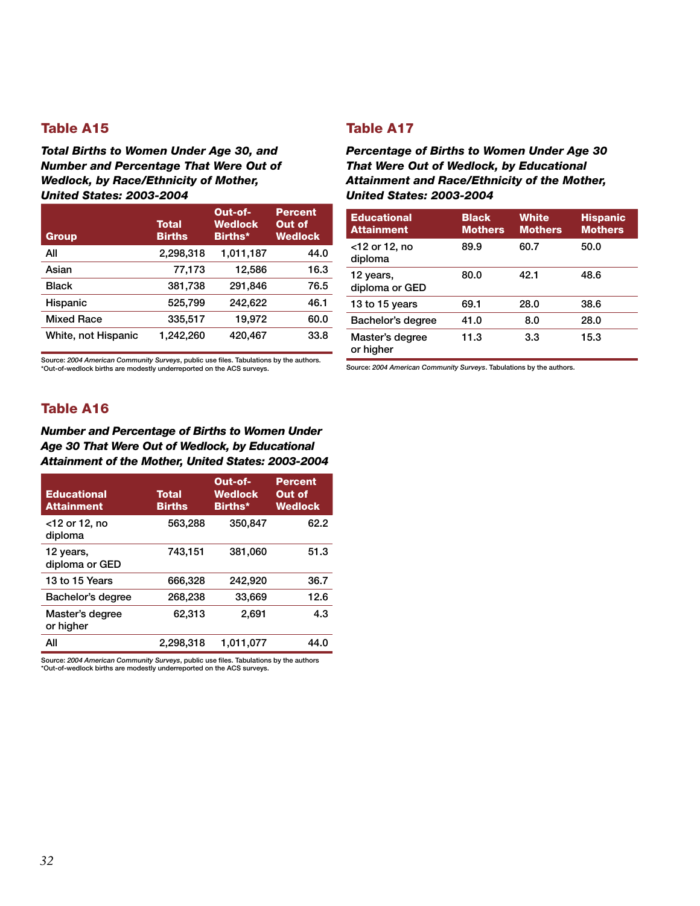## Table A15

***Total Births to Women Under Age 30, and Number and Percentage That Were Out of Wedlock, by Race/Ethnicity of Mother, United States: 2003-2004***

| Group | Total Births | Out-of-Wedlock Births* | Percent Out of Wedlock |
|---|---|---|---|
| All | 2,298,318 | 1,011,187 | 44.0 |
| Asian | 77,173 | 12,586 | 16.3 |
| Black | 381,738 | 291,846 | 76.5 |
| Hispanic | 525,799 | 242,622 | 46.1 |
| Mixed Race | 335,517 | 19,972 | 60.0 |
| White, not Hispanic | 1,242,260 | 420,467 | 33.8 |

Source: *2004 American Community Surveys*, public use files. Tabulations by the authors.
*Out-of-wedlock births are modestly underreported on the ACS surveys.

## Table A16

***Number and Percentage of Births to Women Under Age 30 That Were Out of Wedlock, by Educational Attainment of the Mother, United States: 2003-2004***

| Educational Attainment | Total Births | Out-of-Wedlock Births* | Percent Out of Wedlock |
|---|---|---|---|
| <12 or 12, no diploma | 563,288 | 350,847 | 62.2 |
| 12 years, diploma or GED | 743,151 | 381,060 | 51.3 |
| 13 to 15 Years | 666,328 | 242,920 | 36.7 |
| Bachelor's degree | 268,238 | 33,669 | 12.6 |
| Master's degree or higher | 62,313 | 2,691 | 4.3 |
| All | 2,298,318 | 1,011,077 | 44.0 |

Source: *2004 American Community Surveys*, public use files. Tabulations by the authors
*Out-of-wedlock births are modestly underreported on the ACS surveys.

## Table A17

***Percentage of Births to Women Under Age 30 That Were Out of Wedlock, by Educational Attainment and Race/Ethnicity of the Mother, United States: 2003-2004***

| Educational Attainment | Black Mothers | White Mothers | Hispanic Mothers |
|---|---|---|---|
| <12 or 12, no diploma | 89.9 | 60.7 | 50.0 |
| 12 years, diploma or GED | 80.0 | 42.1 | 48.6 |
| 13 to 15 years | 69.1 | 28.0 | 38.6 |
| Bachelor's degree | 41.0 | 8.0 | 28.0 |
| Master's degree or higher | 11.3 | 3.3 | 15.3 |

Source: *2004 American Community Surveys*. Tabulations by the authors.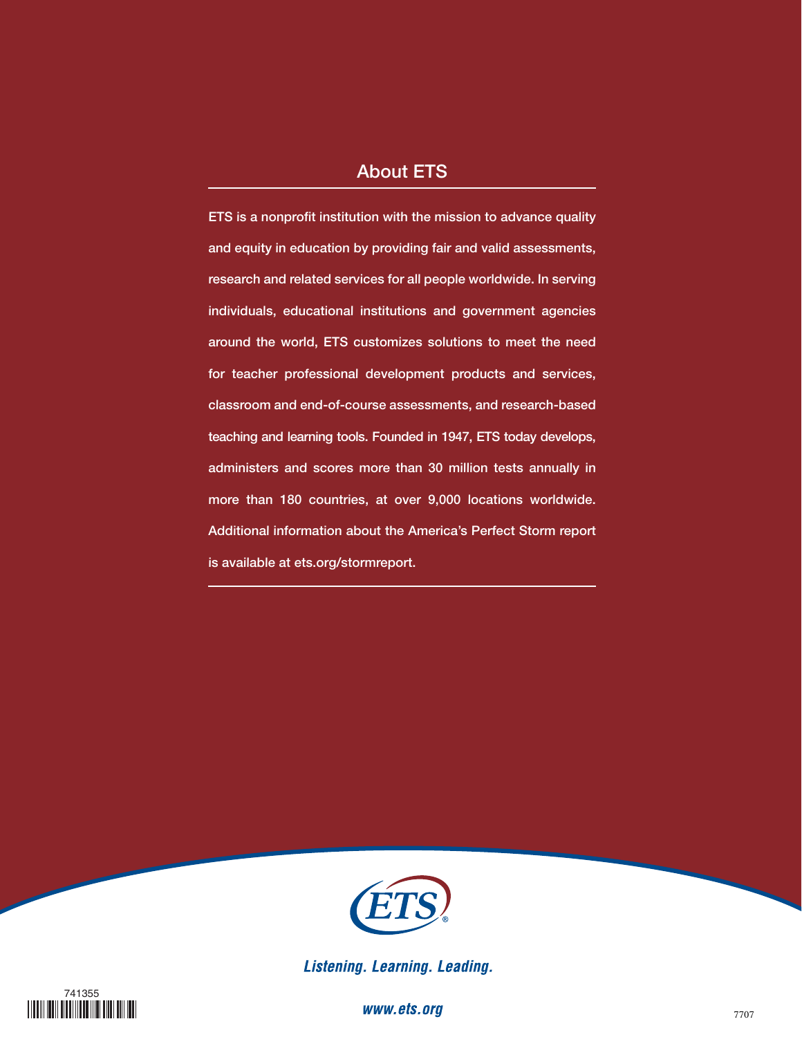## About ETS

ETS is a nonprofit institution with the mission to advance quality and equity in education by providing fair and valid assessments, research and related services for all people worldwide. In serving individuals, educational institutions and government agencies around the world, ETS customizes solutions to meet the need for teacher professional development products and services, classroom and end-of-course assessments, and research-based teaching and learning tools. Founded in 1947, ETS today develops, administers and scores more than 30 million tests annually in more than 180 countries, at over 9,000 locations worldwide. Additional information about the America's Perfect Storm report is available at ets.org/stormreport.

ETS®

*Listening. Learning. Leading.*

*www.ets.org*

741355

7707